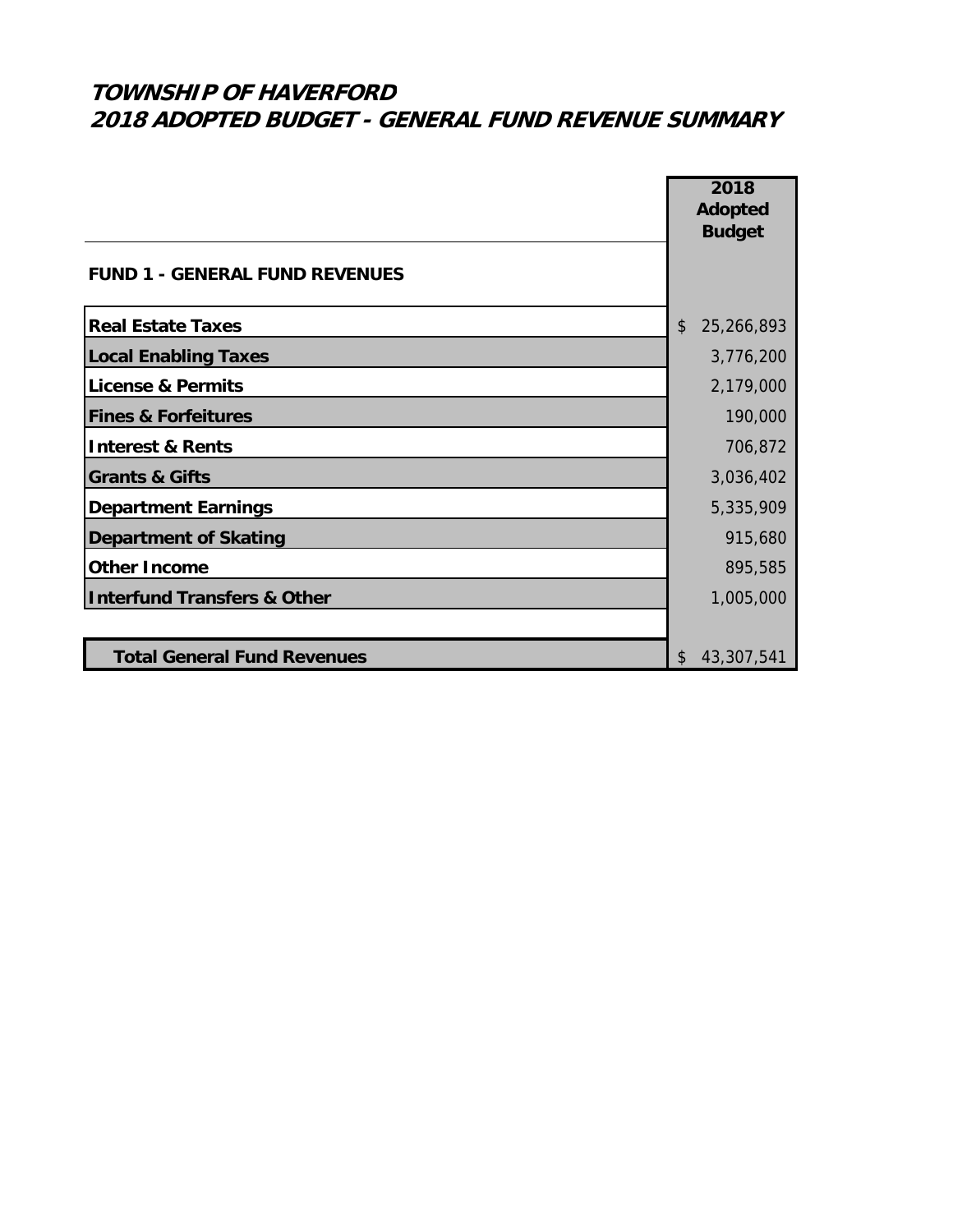# *TOWNSHIP OF HAVERFORD*
# *2018 ADOPTED BUDGET - GENERAL FUND REVENUE SUMMARY*

| | 2018 Adopted Budget |
|---|---|
| **FUND 1 - GENERAL FUND REVENUES** | |
| **Real Estate Taxes** | $ 25,266,893 |
| **Local Enabling Taxes** | 3,776,200 |
| **License & Permits** | 2,179,000 |
| **Fines & Forfeitures** | 190,000 |
| **Interest & Rents** | 706,872 |
| **Grants & Gifts** | 3,036,402 |
| **Department Earnings** | 5,335,909 |
| **Department of Skating** | 915,680 |
| **Other Income** | 895,585 |
| **Interfund Transfers & Other** | 1,005,000 |
| | |
| **Total General Fund Revenues** | $ 43,307,541 |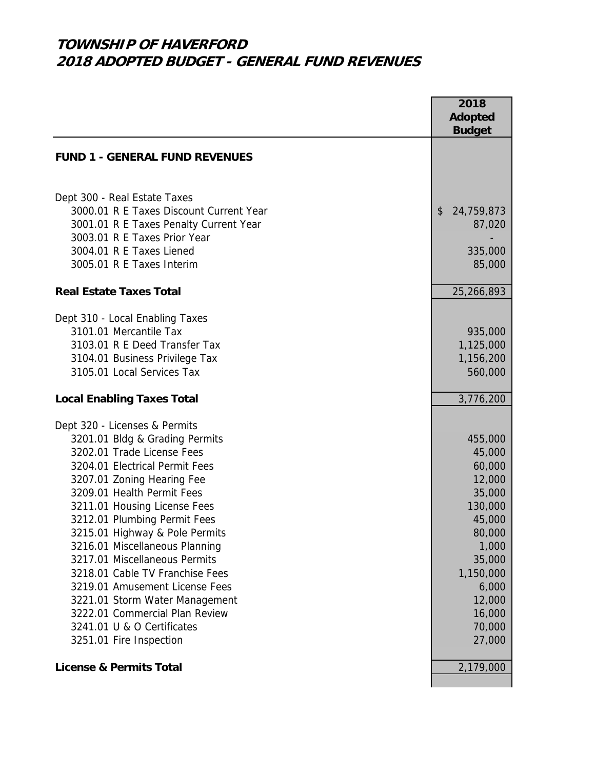# TOWNSHIP OF HAVERFORD
# 2018 ADOPTED BUDGET - GENERAL FUND REVENUES

| | 2018 Adopted Budget |
|---|---|
| **FUND 1 - GENERAL FUND REVENUES** | |
| | |
| Dept 300 - Real Estate Taxes | |
| 3000.01 R E Taxes Discount Current Year | $ 24,759,873 |
| 3001.01 R E Taxes Penalty Current Year | 87,020 |
| 3003.01 R E Taxes Prior Year | - |
| 3004.01 R E Taxes Liened | 335,000 |
| 3005.01 R E Taxes Interim | 85,000 |
| **Real Estate Taxes Total** | 25,266,893 |
| | |
| Dept 310 - Local Enabling Taxes | |
| 3101.01 Mercantile Tax | 935,000 |
| 3103.01 R E Deed Transfer Tax | 1,125,000 |
| 3104.01 Business Privilege Tax | 1,156,200 |
| 3105.01 Local Services Tax | 560,000 |
| **Local Enabling Taxes Total** | 3,776,200 |
| | |
| Dept 320 - Licenses & Permits | |
| 3201.01 Bldg & Grading Permits | 455,000 |
| 3202.01 Trade License Fees | 45,000 |
| 3204.01 Electrical Permit Fees | 60,000 |
| 3207.01 Zoning Hearing Fee | 12,000 |
| 3209.01 Health Permit Fees | 35,000 |
| 3211.01 Housing License Fees | 130,000 |
| 3212.01 Plumbing Permit Fees | 45,000 |
| 3215.01 Highway & Pole Permits | 80,000 |
| 3216.01 Miscellaneous Planning | 1,000 |
| 3217.01 Miscellaneous Permits | 35,000 |
| 3218.01 Cable TV Franchise Fees | 1,150,000 |
| 3219.01 Amusement License Fees | 6,000 |
| 3221.01 Storm Water Management | 12,000 |
| 3222.01 Commercial Plan Review | 16,000 |
| 3241.01 U & O Certificates | 70,000 |
| 3251.01 Fire Inspection | 27,000 |
| **License & Permits Total** | 2,179,000 |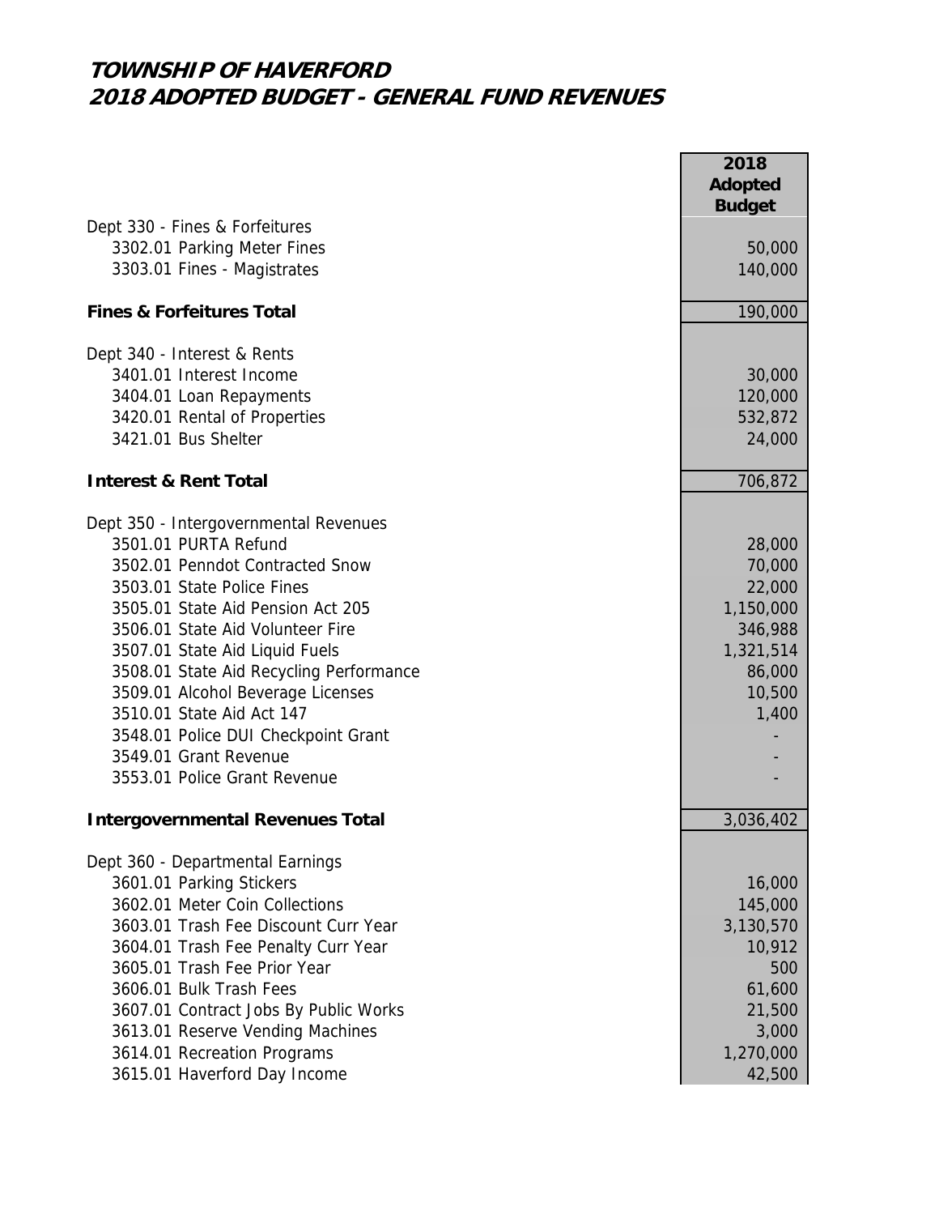# TOWNSHIP OF HAVERFORD
## 2018 ADOPTED BUDGET - GENERAL FUND REVENUES

| | 2018 Adopted Budget |
|---|---|
| Dept 330 - Fines & Forfeitures | |
| 3302.01 Parking Meter Fines | 50,000 |
| 3303.01 Fines - Magistrates | 140,000 |
| **Fines & Forfeitures Total** | 190,000 |
| Dept 340 - Interest & Rents | |
| 3401.01 Interest Income | 30,000 |
| 3404.01 Loan Repayments | 120,000 |
| 3420.01 Rental of Properties | 532,872 |
| 3421.01 Bus Shelter | 24,000 |
| **Interest & Rent Total** | 706,872 |
| Dept 350 - Intergovernmental Revenues | |
| 3501.01 PURTA Refund | 28,000 |
| 3502.01 Penndot Contracted Snow | 70,000 |
| 3503.01 State Police Fines | 22,000 |
| 3505.01 State Aid Pension Act 205 | 1,150,000 |
| 3506.01 State Aid Volunteer Fire | 346,988 |
| 3507.01 State Aid Liquid Fuels | 1,321,514 |
| 3508.01 State Aid Recycling Performance | 86,000 |
| 3509.01 Alcohol Beverage Licenses | 10,500 |
| 3510.01 State Aid Act 147 | 1,400 |
| 3548.01 Police DUI Checkpoint Grant | - |
| 3549.01 Grant Revenue | - |
| 3553.01 Police Grant Revenue | - |
| **Intergovernmental Revenues Total** | 3,036,402 |
| Dept 360 - Departmental Earnings | |
| 3601.01 Parking Stickers | 16,000 |
| 3602.01 Meter Coin Collections | 145,000 |
| 3603.01 Trash Fee Discount Curr Year | 3,130,570 |
| 3604.01 Trash Fee Penalty Curr Year | 10,912 |
| 3605.01 Trash Fee Prior Year | 500 |
| 3606.01 Bulk Trash Fees | 61,600 |
| 3607.01 Contract Jobs By Public Works | 21,500 |
| 3613.01 Reserve Vending Machines | 3,000 |
| 3614.01 Recreation Programs | 1,270,000 |
| 3615.01 Haverford Day Income | 42,500 |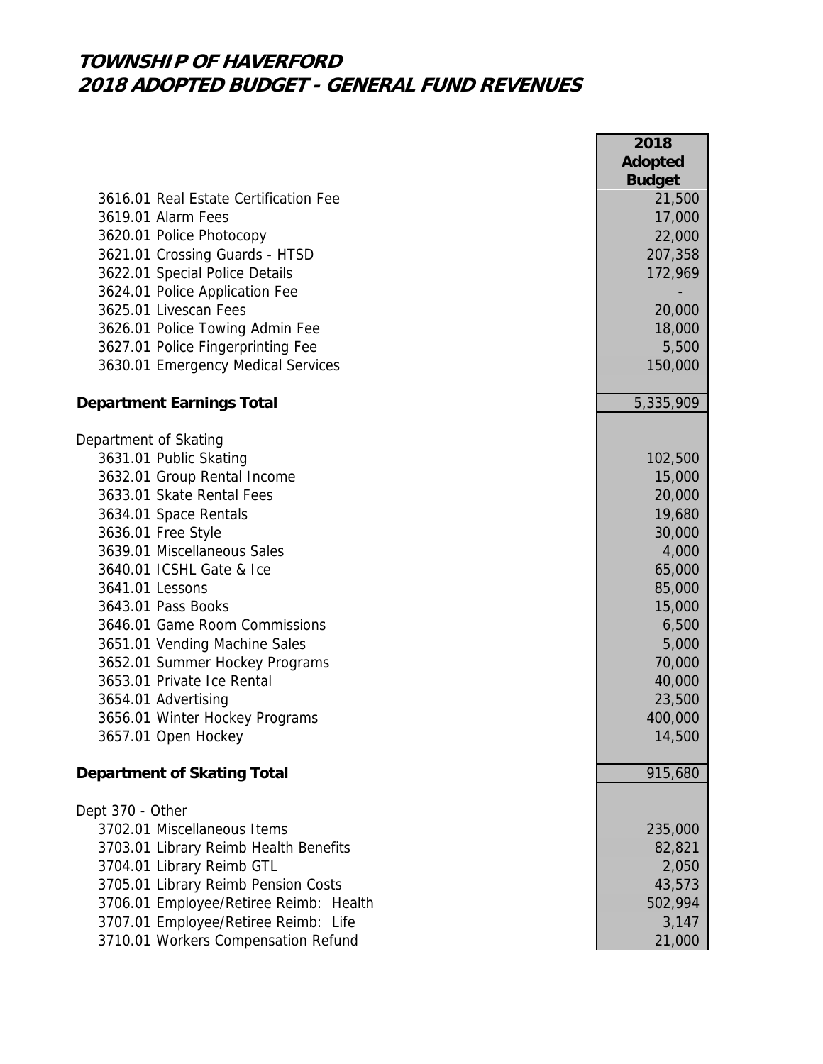# TOWNSHIP OF HAVERFORD
# 2018 ADOPTED BUDGET - GENERAL FUND REVENUES

| | 2018 Adopted Budget |
|---|---|
| 3616.01 Real Estate Certification Fee | 21,500 |
| 3619.01 Alarm Fees | 17,000 |
| 3620.01 Police Photocopy | 22,000 |
| 3621.01 Crossing Guards - HTSD | 207,358 |
| 3622.01 Special Police Details | 172,969 |
| 3624.01 Police Application Fee | - |
| 3625.01 Livescan Fees | 20,000 |
| 3626.01 Police Towing Admin Fee | 18,000 |
| 3627.01 Police Fingerprinting Fee | 5,500 |
| 3630.01 Emergency Medical Services | 150,000 |
| **Department Earnings Total** | 5,335,909 |
| Department of Skating | |
| 3631.01 Public Skating | 102,500 |
| 3632.01 Group Rental Income | 15,000 |
| 3633.01 Skate Rental Fees | 20,000 |
| 3634.01 Space Rentals | 19,680 |
| 3636.01 Free Style | 30,000 |
| 3639.01 Miscellaneous Sales | 4,000 |
| 3640.01 ICSHL Gate & Ice | 65,000 |
| 3641.01 Lessons | 85,000 |
| 3643.01 Pass Books | 15,000 |
| 3646.01 Game Room Commissions | 6,500 |
| 3651.01 Vending Machine Sales | 5,000 |
| 3652.01 Summer Hockey Programs | 70,000 |
| 3653.01 Private Ice Rental | 40,000 |
| 3654.01 Advertising | 23,500 |
| 3656.01 Winter Hockey Programs | 400,000 |
| 3657.01 Open Hockey | 14,500 |
| **Department of Skating Total** | 915,680 |
| Dept 370 - Other | |
| 3702.01 Miscellaneous Items | 235,000 |
| 3703.01 Library Reimb Health Benefits | 82,821 |
| 3704.01 Library Reimb GTL | 2,050 |
| 3705.01 Library Reimb Pension Costs | 43,573 |
| 3706.01 Employee/Retiree Reimb: Health | 502,994 |
| 3707.01 Employee/Retiree Reimb: Life | 3,147 |
| 3710.01 Workers Compensation Refund | 21,000 |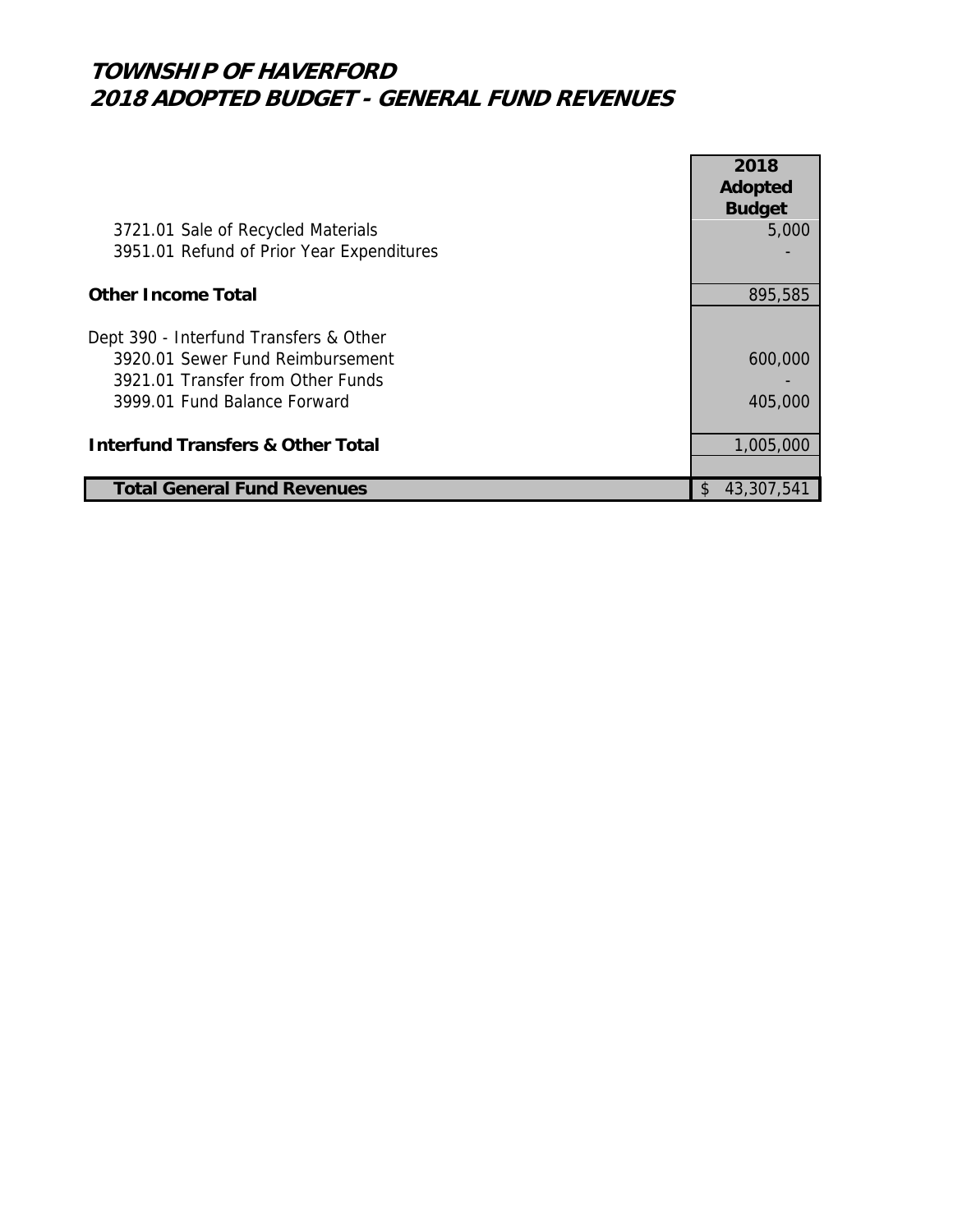# TOWNSHIP OF HAVERFORD
# 2018 ADOPTED BUDGET - GENERAL FUND REVENUES

| | 2018 Adopted Budget |
|---|---|
| 3721.01 Sale of Recycled Materials | 5,000 |
| 3951.01 Refund of Prior Year Expenditures | - |
| | |
| **Other Income Total** | 895,585 |
| | |
| Dept 390 - Interfund Transfers & Other | |
| 3920.01 Sewer Fund Reimbursement | 600,000 |
| 3921.01 Transfer from Other Funds | - |
| 3999.01 Fund Balance Forward | 405,000 |
| | |
| **Interfund Transfers & Other Total** | 1,005,000 |
| | |
| **Total General Fund Revenues** | $ 43,307,541 |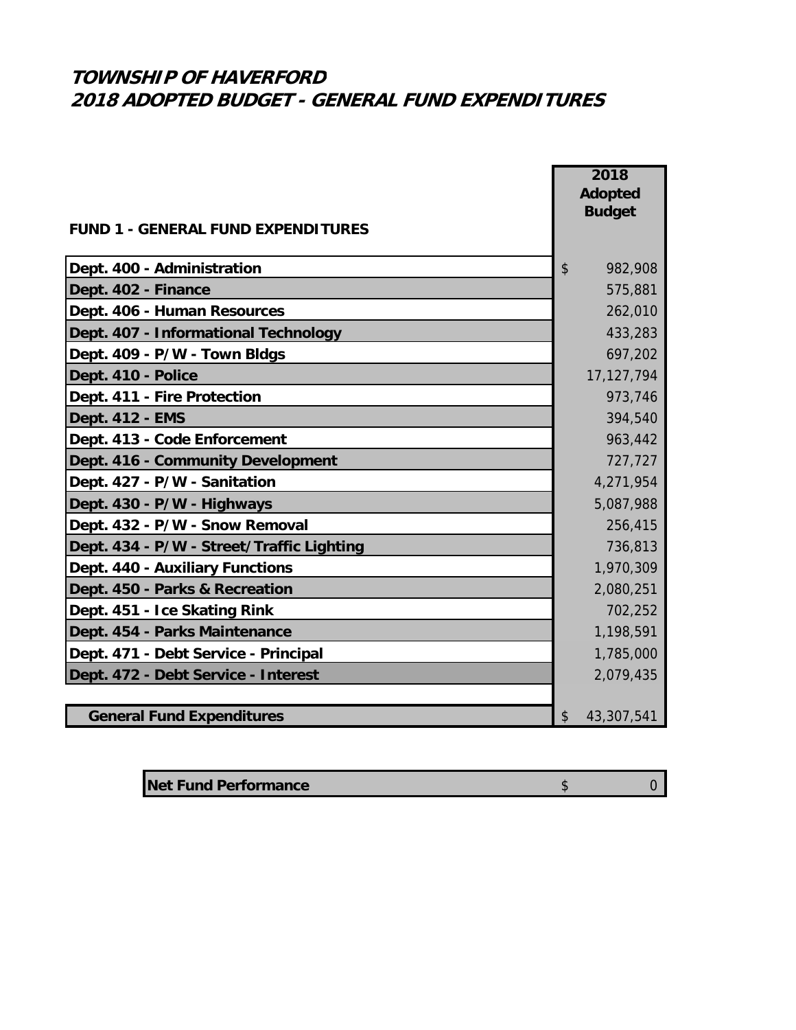# TOWNSHIP OF HAVERFORD
# 2018 ADOPTED BUDGET - GENERAL FUND EXPENDITURES

| FUND 1 - GENERAL FUND EXPENDITURES | 2018 Adopted Budget |
|---|---|
| Dept. 400 - Administration | $ 982,908 |
| Dept. 402 - Finance | 575,881 |
| Dept. 406 - Human Resources | 262,010 |
| Dept. 407 - Informational Technology | 433,283 |
| Dept. 409 - P/W - Town Bldgs | 697,202 |
| Dept. 410 - Police | 17,127,794 |
| Dept. 411 - Fire Protection | 973,746 |
| Dept. 412 - EMS | 394,540 |
| Dept. 413 - Code Enforcement | 963,442 |
| Dept. 416 - Community Development | 727,727 |
| Dept. 427 - P/W - Sanitation | 4,271,954 |
| Dept. 430 - P/W - Highways | 5,087,988 |
| Dept. 432 - P/W - Snow Removal | 256,415 |
| Dept. 434 - P/W - Street/Traffic Lighting | 736,813 |
| Dept. 440 - Auxiliary Functions | 1,970,309 |
| Dept. 450 - Parks & Recreation | 2,080,251 |
| Dept. 451 - Ice Skating Rink | 702,252 |
| Dept. 454 - Parks Maintenance | 1,198,591 |
| Dept. 471 - Debt Service - Principal | 1,785,000 |
| Dept. 472 - Debt Service - Interest | 2,079,435 |
| | |
| **General Fund Expenditures** | $ 43,307,541 |

| Net Fund Performance | $ 0 |
|---|---|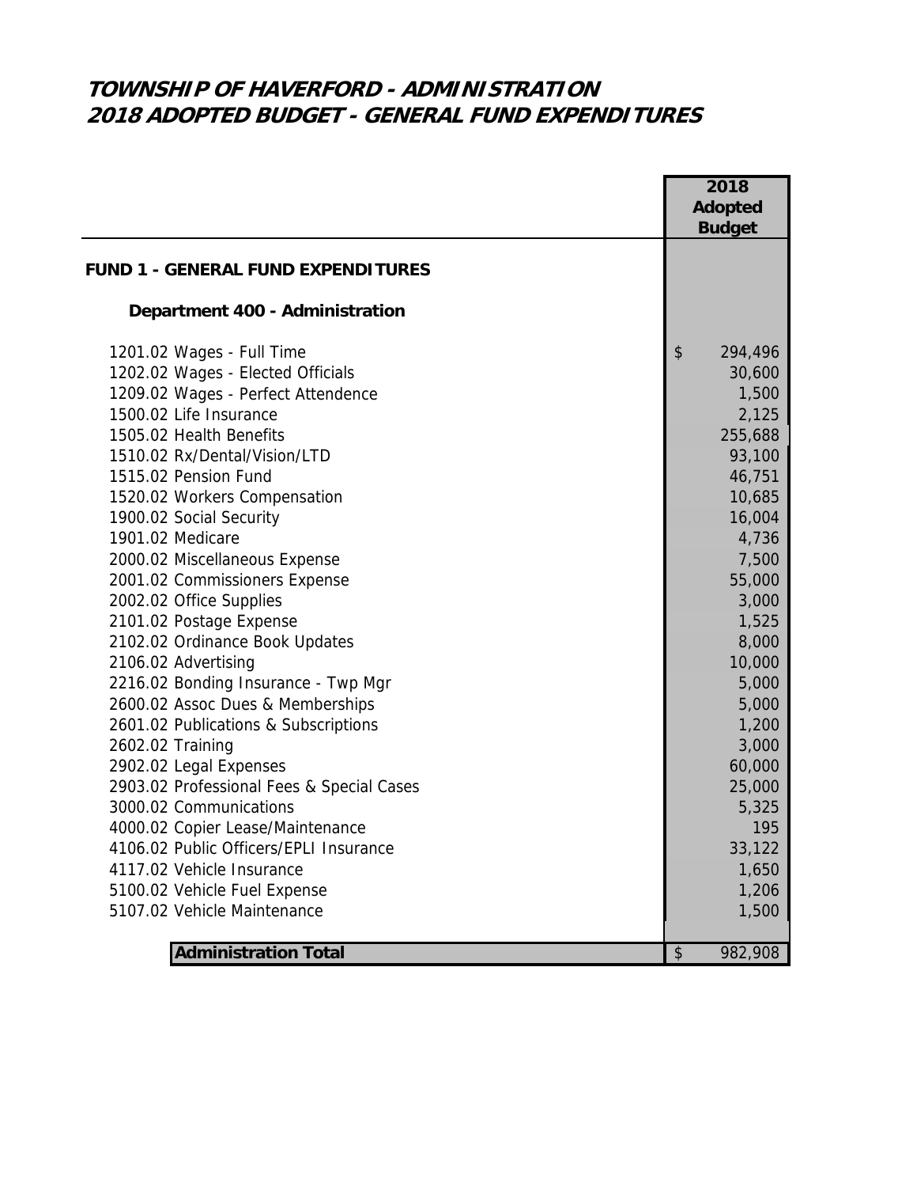# TOWNSHIP OF HAVERFORD - ADMINISTRATION
# 2018 ADOPTED BUDGET - GENERAL FUND EXPENDITURES

| | 2018 Adopted Budget |
|---|---|
| **FUND 1 - GENERAL FUND EXPENDITURES** | |
| **Department 400 - Administration** | |
| 1201.02 Wages - Full Time | $ 294,496 |
| 1202.02 Wages - Elected Officials | 30,600 |
| 1209.02 Wages - Perfect Attendence | 1,500 |
| 1500.02 Life Insurance | 2,125 |
| 1505.02 Health Benefits | 255,688 |
| 1510.02 Rx/Dental/Vision/LTD | 93,100 |
| 1515.02 Pension Fund | 46,751 |
| 1520.02 Workers Compensation | 10,685 |
| 1900.02 Social Security | 16,004 |
| 1901.02 Medicare | 4,736 |
| 2000.02 Miscellaneous Expense | 7,500 |
| 2001.02 Commissioners Expense | 55,000 |
| 2002.02 Office Supplies | 3,000 |
| 2101.02 Postage Expense | 1,525 |
| 2102.02 Ordinance Book Updates | 8,000 |
| 2106.02 Advertising | 10,000 |
| 2216.02 Bonding Insurance - Twp Mgr | 5,000 |
| 2600.02 Assoc Dues & Memberships | 5,000 |
| 2601.02 Publications & Subscriptions | 1,200 |
| 2602.02 Training | 3,000 |
| 2902.02 Legal Expenses | 60,000 |
| 2903.02 Professional Fees & Special Cases | 25,000 |
| 3000.02 Communications | 5,325 |
| 4000.02 Copier Lease/Maintenance | 195 |
| 4106.02 Public Officers/EPLI Insurance | 33,122 |
| 4117.02 Vehicle Insurance | 1,650 |
| 5100.02 Vehicle Fuel Expense | 1,206 |
| 5107.02 Vehicle Maintenance | 1,500 |
| **Administration Total** | $ 982,908 |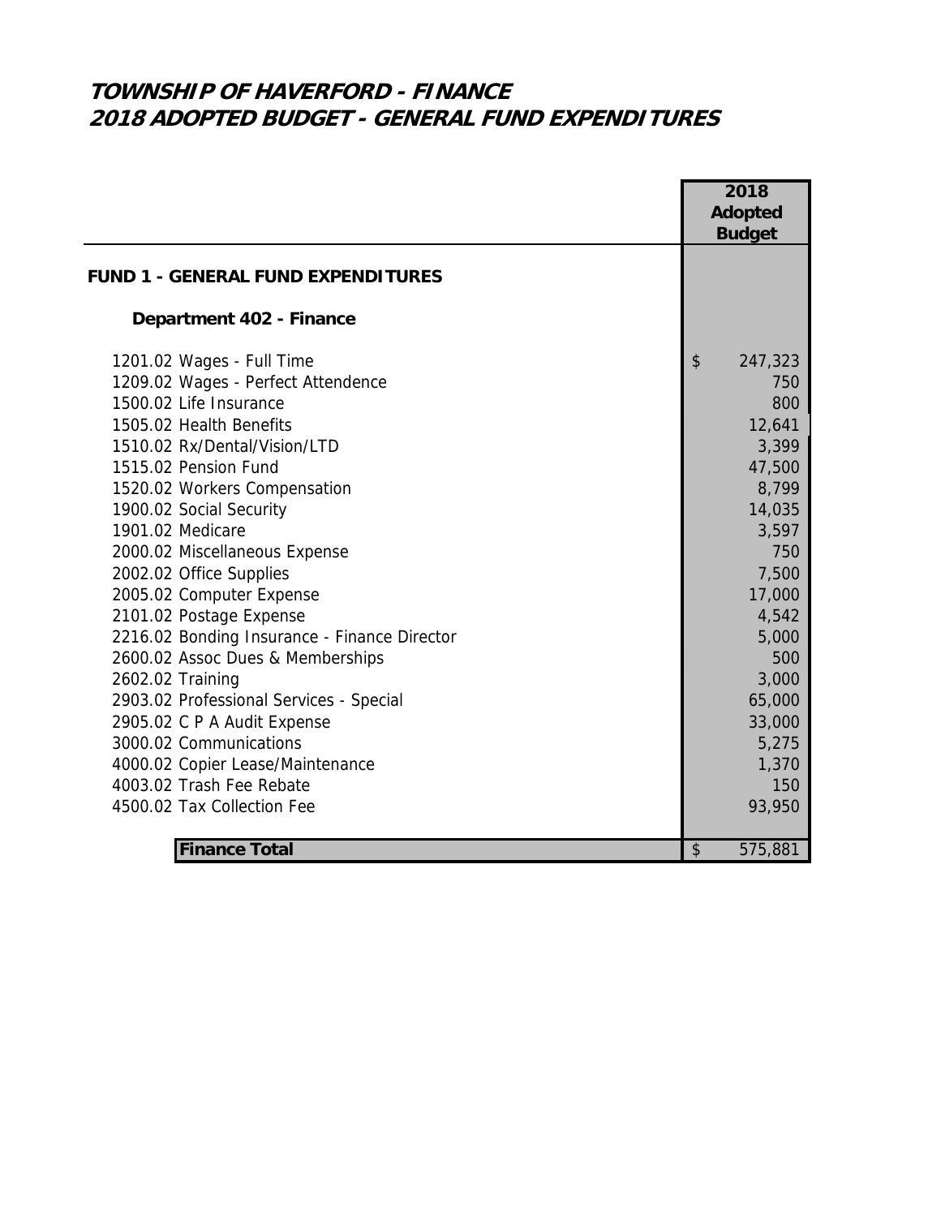# TOWNSHIP OF HAVERFORD - FINANCE
# 2018 ADOPTED BUDGET - GENERAL FUND EXPENDITURES

| | 2018 Adopted Budget |
|---|---|
| **FUND 1 - GENERAL FUND EXPENDITURES** | |
| **Department 402 - Finance** | |
| 1201.02 Wages - Full Time | $ 247,323 |
| 1209.02 Wages - Perfect Attendence | 750 |
| 1500.02 Life Insurance | 800 |
| 1505.02 Health Benefits | 12,641 |
| 1510.02 Rx/Dental/Vision/LTD | 3,399 |
| 1515.02 Pension Fund | 47,500 |
| 1520.02 Workers Compensation | 8,799 |
| 1900.02 Social Security | 14,035 |
| 1901.02 Medicare | 3,597 |
| 2000.02 Miscellaneous Expense | 750 |
| 2002.02 Office Supplies | 7,500 |
| 2005.02 Computer Expense | 17,000 |
| 2101.02 Postage Expense | 4,542 |
| 2216.02 Bonding Insurance - Finance Director | 5,000 |
| 2600.02 Assoc Dues & Memberships | 500 |
| 2602.02 Training | 3,000 |
| 2903.02 Professional Services - Special | 65,000 |
| 2905.02 C P A Audit Expense | 33,000 |
| 3000.02 Communications | 5,275 |
| 4000.02 Copier Lease/Maintenance | 1,370 |
| 4003.02 Trash Fee Rebate | 150 |
| 4500.02 Tax Collection Fee | 93,950 |
| **Finance Total** | $ 575,881 |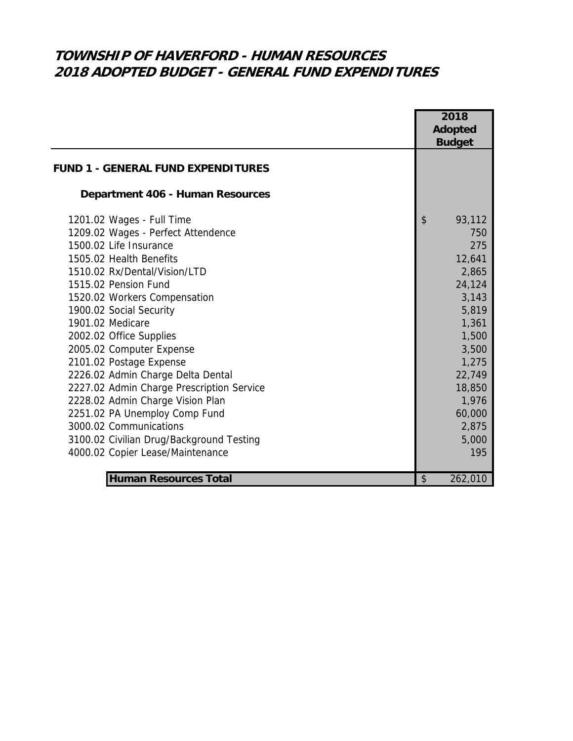# TOWNSHIP OF HAVERFORD - HUMAN RESOURCES
# 2018 ADOPTED BUDGET - GENERAL FUND EXPENDITURES

| | 2018 Adopted Budget |
|---|---|
| **FUND 1 - GENERAL FUND EXPENDITURES** | |
| **Department 406 - Human Resources** | |
| 1201.02 Wages - Full Time | $ 93,112 |
| 1209.02 Wages - Perfect Attendence | 750 |
| 1500.02 Life Insurance | 275 |
| 1505.02 Health Benefits | 12,641 |
| 1510.02 Rx/Dental/Vision/LTD | 2,865 |
| 1515.02 Pension Fund | 24,124 |
| 1520.02 Workers Compensation | 3,143 |
| 1900.02 Social Security | 5,819 |
| 1901.02 Medicare | 1,361 |
| 2002.02 Office Supplies | 1,500 |
| 2005.02 Computer Expense | 3,500 |
| 2101.02 Postage Expense | 1,275 |
| 2226.02 Admin Charge Delta Dental | 22,749 |
| 2227.02 Admin Charge Prescription Service | 18,850 |
| 2228.02 Admin Charge Vision Plan | 1,976 |
| 2251.02 PA Unemploy Comp Fund | 60,000 |
| 3000.02 Communications | 2,875 |
| 3100.02 Civilian Drug/Background Testing | 5,000 |
| 4000.02 Copier Lease/Maintenance | 195 |
| **Human Resources Total** | $ 262,010 |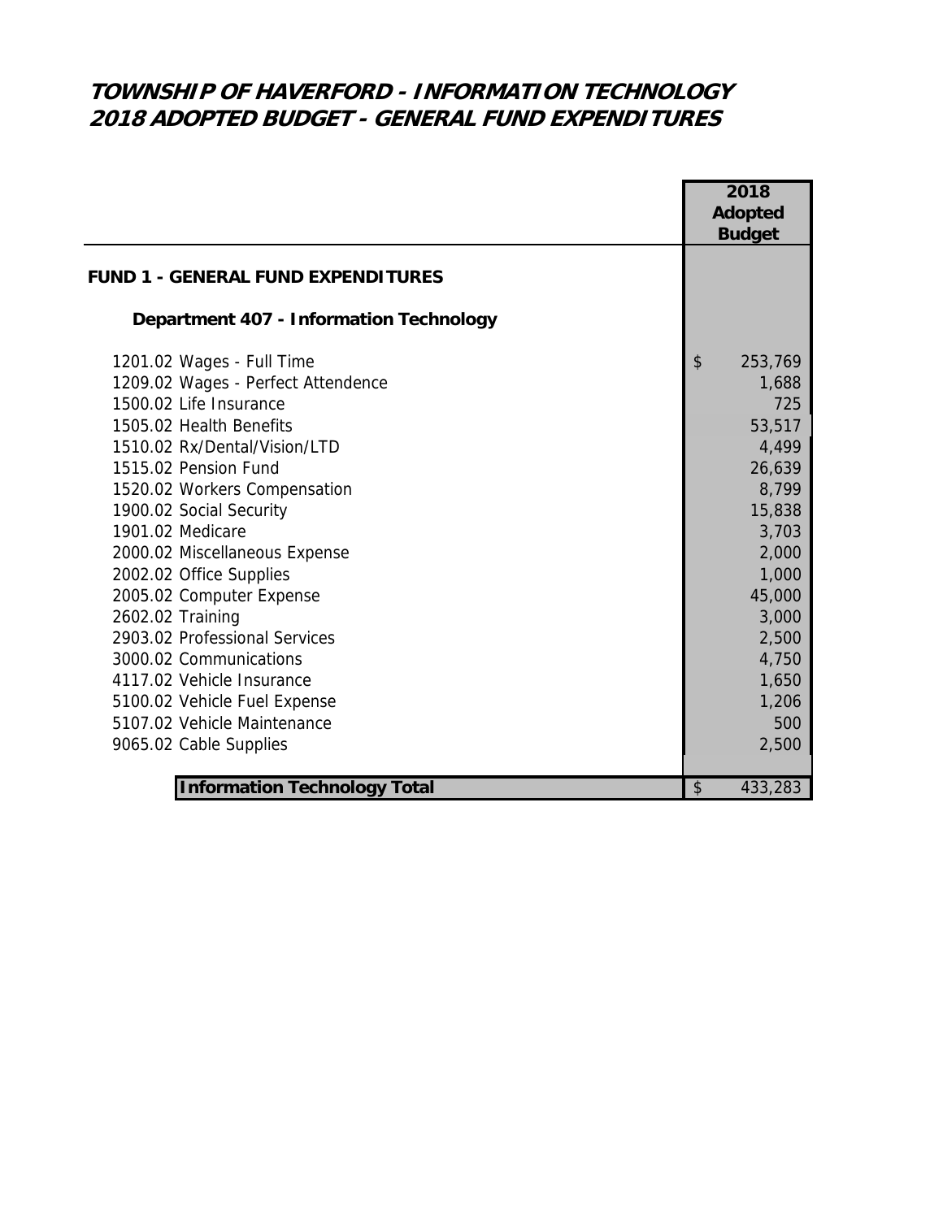# TOWNSHIP OF HAVERFORD - INFORMATION TECHNOLOGY
# 2018 ADOPTED BUDGET - GENERAL FUND EXPENDITURES

| | 2018 Adopted Budget |
|---|---|
| **FUND 1 - GENERAL FUND EXPENDITURES** | |
| **Department 407 - Information Technology** | |
| 1201.02 Wages - Full Time | $ 253,769 |
| 1209.02 Wages - Perfect Attendence | 1,688 |
| 1500.02 Life Insurance | 725 |
| 1505.02 Health Benefits | 53,517 |
| 1510.02 Rx/Dental/Vision/LTD | 4,499 |
| 1515.02 Pension Fund | 26,639 |
| 1520.02 Workers Compensation | 8,799 |
| 1900.02 Social Security | 15,838 |
| 1901.02 Medicare | 3,703 |
| 2000.02 Miscellaneous Expense | 2,000 |
| 2002.02 Office Supplies | 1,000 |
| 2005.02 Computer Expense | 45,000 |
| 2602.02 Training | 3,000 |
| 2903.02 Professional Services | 2,500 |
| 3000.02 Communications | 4,750 |
| 4117.02 Vehicle Insurance | 1,650 |
| 5100.02 Vehicle Fuel Expense | 1,206 |
| 5107.02 Vehicle Maintenance | 500 |
| 9065.02 Cable Supplies | 2,500 |
| **Information Technology Total** | $ 433,283 |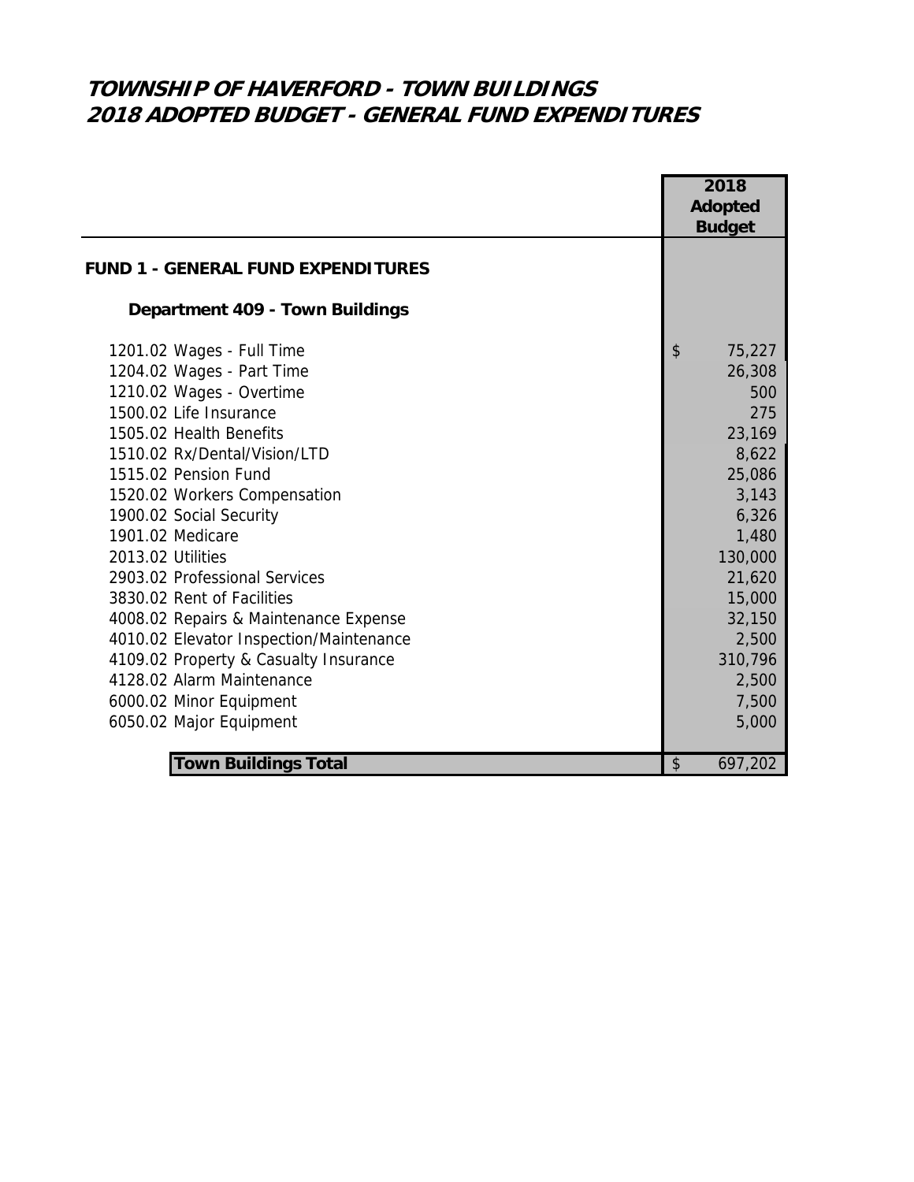# TOWNSHIP OF HAVERFORD - TOWN BUILDINGS
# 2018 ADOPTED BUDGET - GENERAL FUND EXPENDITURES

| | 2018 Adopted Budget |
|---|---|
| **FUND 1 - GENERAL FUND EXPENDITURES** | |
| **Department 409 - Town Buildings** | |
| 1201.02 Wages - Full Time | $ 75,227 |
| 1204.02 Wages - Part Time | 26,308 |
| 1210.02 Wages - Overtime | 500 |
| 1500.02 Life Insurance | 275 |
| 1505.02 Health Benefits | 23,169 |
| 1510.02 Rx/Dental/Vision/LTD | 8,622 |
| 1515.02 Pension Fund | 25,086 |
| 1520.02 Workers Compensation | 3,143 |
| 1900.02 Social Security | 6,326 |
| 1901.02 Medicare | 1,480 |
| 2013.02 Utilities | 130,000 |
| 2903.02 Professional Services | 21,620 |
| 3830.02 Rent of Facilities | 15,000 |
| 4008.02 Repairs & Maintenance Expense | 32,150 |
| 4010.02 Elevator Inspection/Maintenance | 2,500 |
| 4109.02 Property & Casualty Insurance | 310,796 |
| 4128.02 Alarm Maintenance | 2,500 |
| 6000.02 Minor Equipment | 7,500 |
| 6050.02 Major Equipment | 5,000 |
| **Town Buildings Total** | $ 697,202 |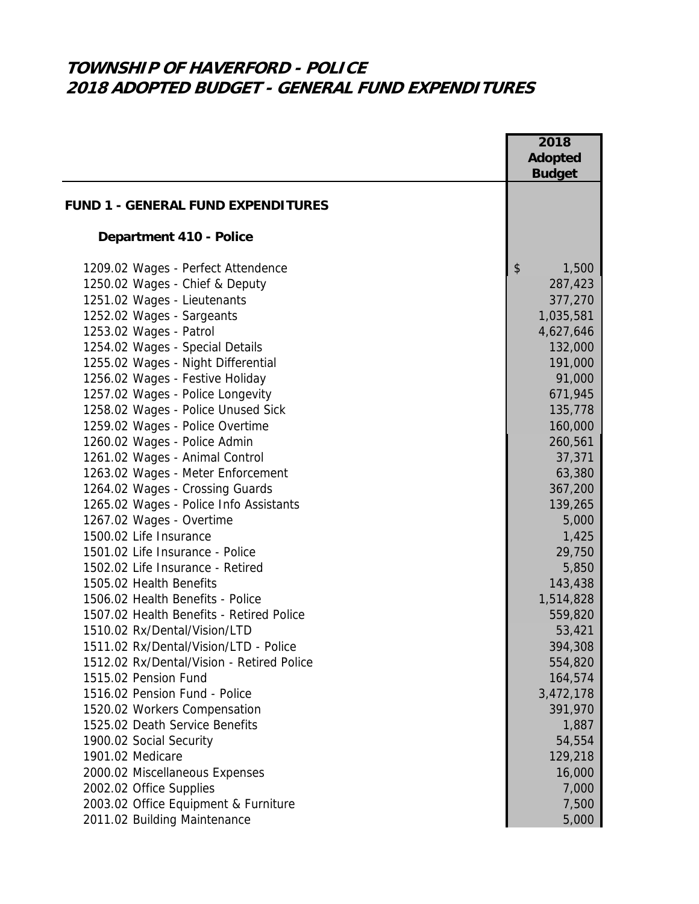# TOWNSHIP OF HAVERFORD - POLICE
# 2018 ADOPTED BUDGET - GENERAL FUND EXPENDITURES

| | 2018 Adopted Budget |
|---|---|
| **FUND 1 - GENERAL FUND EXPENDITURES** | |
| **Department 410 - Police** | |
| 1209.02 Wages - Perfect Attendence | $ 1,500 |
| 1250.02 Wages - Chief & Deputy | 287,423 |
| 1251.02 Wages - Lieutenants | 377,270 |
| 1252.02 Wages - Sargeants | 1,035,581 |
| 1253.02 Wages - Patrol | 4,627,646 |
| 1254.02 Wages - Special Details | 132,000 |
| 1255.02 Wages - Night Differential | 191,000 |
| 1256.02 Wages - Festive Holiday | 91,000 |
| 1257.02 Wages - Police Longevity | 671,945 |
| 1258.02 Wages - Police Unused Sick | 135,778 |
| 1259.02 Wages - Police Overtime | 160,000 |
| 1260.02 Wages - Police Admin | 260,561 |
| 1261.02 Wages - Animal Control | 37,371 |
| 1263.02 Wages - Meter Enforcement | 63,380 |
| 1264.02 Wages - Crossing Guards | 367,200 |
| 1265.02 Wages - Police Info Assistants | 139,265 |
| 1267.02 Wages - Overtime | 5,000 |
| 1500.02 Life Insurance | 1,425 |
| 1501.02 Life Insurance - Police | 29,750 |
| 1502.02 Life Insurance - Retired | 5,850 |
| 1505.02 Health Benefits | 143,438 |
| 1506.02 Health Benefits - Police | 1,514,828 |
| 1507.02 Health Benefits - Retired Police | 559,820 |
| 1510.02 Rx/Dental/Vision/LTD | 53,421 |
| 1511.02 Rx/Dental/Vision/LTD - Police | 394,308 |
| 1512.02 Rx/Dental/Vision - Retired Police | 554,820 |
| 1515.02 Pension Fund | 164,574 |
| 1516.02 Pension Fund - Police | 3,472,178 |
| 1520.02 Workers Compensation | 391,970 |
| 1525.02 Death Service Benefits | 1,887 |
| 1900.02 Social Security | 54,554 |
| 1901.02 Medicare | 129,218 |
| 2000.02 Miscellaneous Expenses | 16,000 |
| 2002.02 Office Supplies | 7,000 |
| 2003.02 Office Equipment & Furniture | 7,500 |
| 2011.02 Building Maintenance | 5,000 |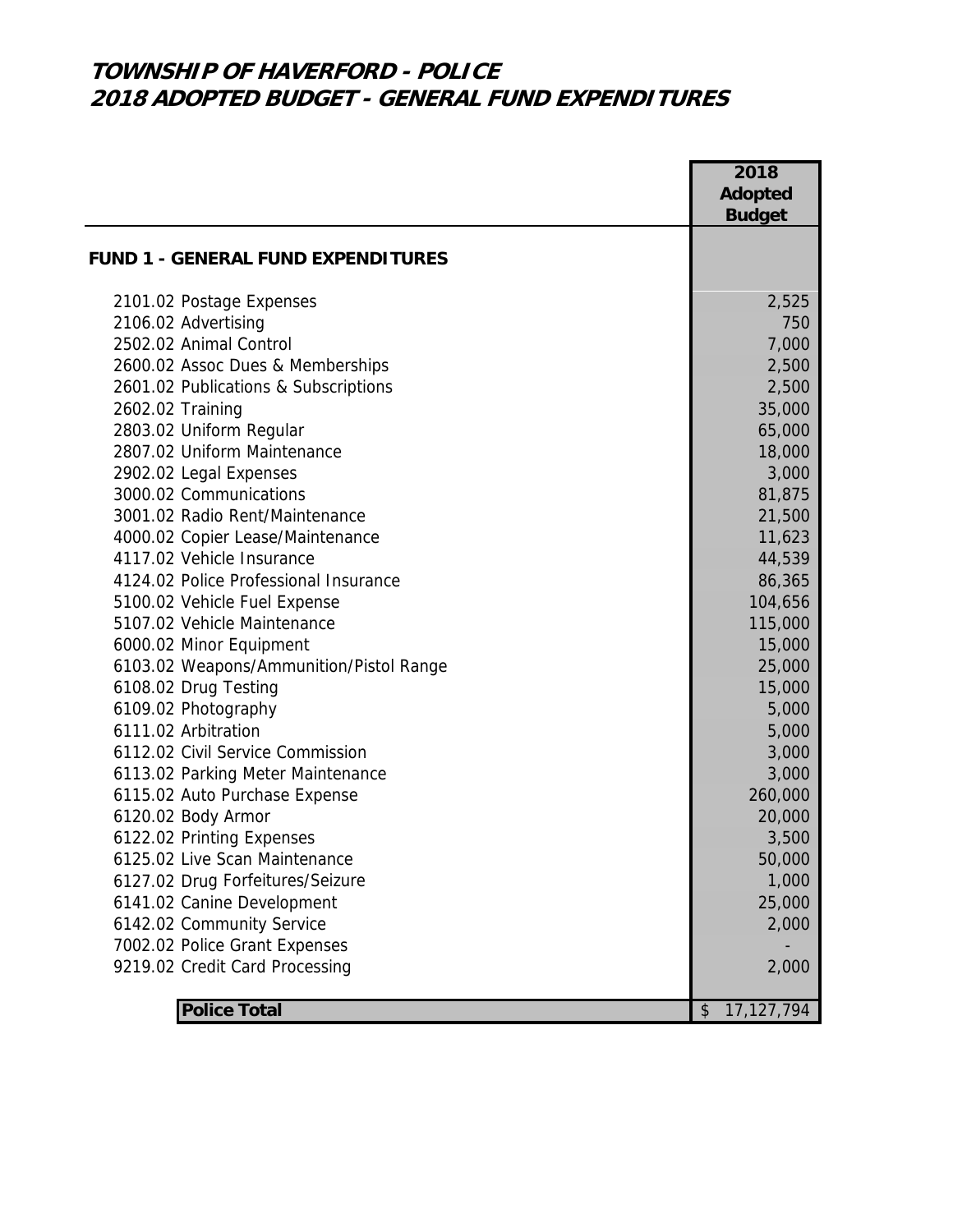# TOWNSHIP OF HAVERFORD - POLICE
## 2018 ADOPTED BUDGET - GENERAL FUND EXPENDITURES

| | 2018 Adopted Budget |
|---|---|
| **FUND 1 - GENERAL FUND EXPENDITURES** | |
| 2101.02 Postage Expenses | 2,525 |
| 2106.02 Advertising | 750 |
| 2502.02 Animal Control | 7,000 |
| 2600.02 Assoc Dues & Memberships | 2,500 |
| 2601.02 Publications & Subscriptions | 2,500 |
| 2602.02 Training | 35,000 |
| 2803.02 Uniform Regular | 65,000 |
| 2807.02 Uniform Maintenance | 18,000 |
| 2902.02 Legal Expenses | 3,000 |
| 3000.02 Communications | 81,875 |
| 3001.02 Radio Rent/Maintenance | 21,500 |
| 4000.02 Copier Lease/Maintenance | 11,623 |
| 4117.02 Vehicle Insurance | 44,539 |
| 4124.02 Police Professional Insurance | 86,365 |
| 5100.02 Vehicle Fuel Expense | 104,656 |
| 5107.02 Vehicle Maintenance | 115,000 |
| 6000.02 Minor Equipment | 15,000 |
| 6103.02 Weapons/Ammunition/Pistol Range | 25,000 |
| 6108.02 Drug Testing | 15,000 |
| 6109.02 Photography | 5,000 |
| 6111.02 Arbitration | 5,000 |
| 6112.02 Civil Service Commission | 3,000 |
| 6113.02 Parking Meter Maintenance | 3,000 |
| 6115.02 Auto Purchase Expense | 260,000 |
| 6120.02 Body Armor | 20,000 |
| 6122.02 Printing Expenses | 3,500 |
| 6125.02 Live Scan Maintenance | 50,000 |
| 6127.02 Drug Forfeitures/Seizure | 1,000 |
| 6141.02 Canine Development | 25,000 |
| 6142.02 Community Service | 2,000 |
| 7002.02 Police Grant Expenses | - |
| 9219.02 Credit Card Processing | 2,000 |
| **Police Total** | $ 17,127,794 |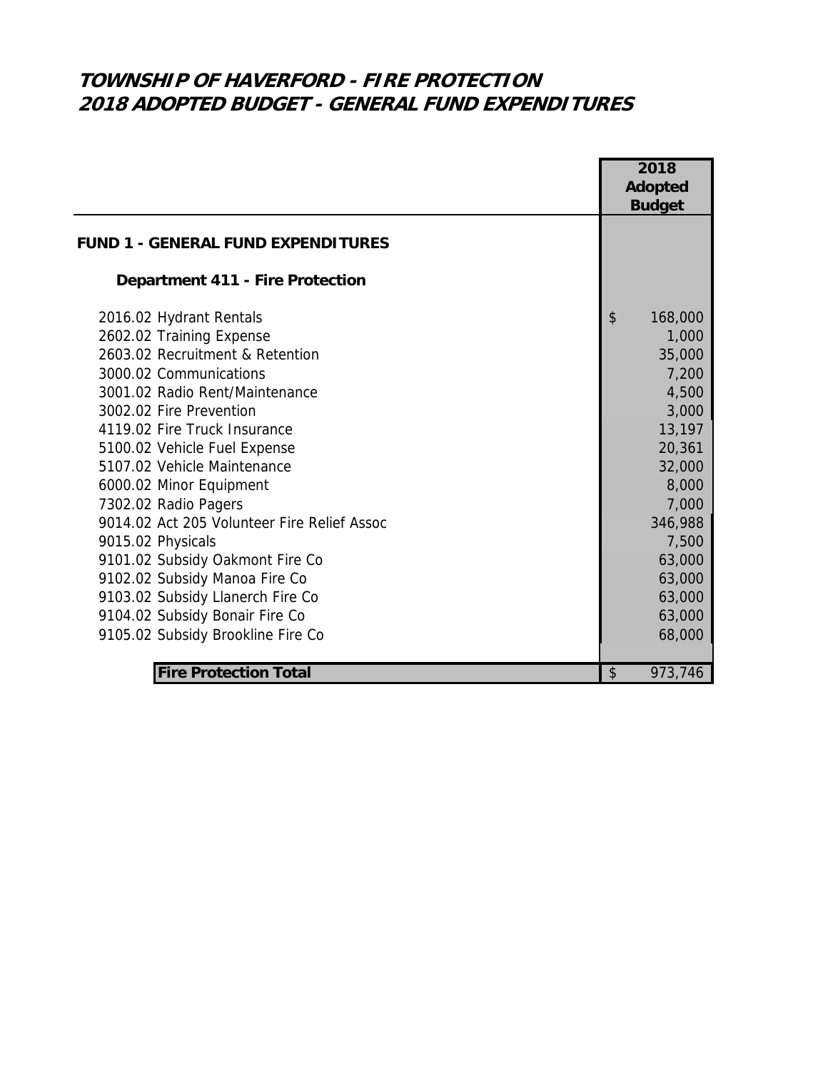# TOWNSHIP OF HAVERFORD - FIRE PROTECTION
# 2018 ADOPTED BUDGET - GENERAL FUND EXPENDITURES

| | 2018 Adopted Budget |
|---|---|
| **FUND 1 - GENERAL FUND EXPENDITURES** | |
| **Department 411 - Fire Protection** | |
| 2016.02 Hydrant Rentals | $ 168,000 |
| 2602.02 Training Expense | 1,000 |
| 2603.02 Recruitment & Retention | 35,000 |
| 3000.02 Communications | 7,200 |
| 3001.02 Radio Rent/Maintenance | 4,500 |
| 3002.02 Fire Prevention | 3,000 |
| 4119.02 Fire Truck Insurance | 13,197 |
| 5100.02 Vehicle Fuel Expense | 20,361 |
| 5107.02 Vehicle Maintenance | 32,000 |
| 6000.02 Minor Equipment | 8,000 |
| 7302.02 Radio Pagers | 7,000 |
| 9014.02 Act 205 Volunteer Fire Relief Assoc | 346,988 |
| 9015.02 Physicals | 7,500 |
| 9101.02 Subsidy Oakmont Fire Co | 63,000 |
| 9102.02 Subsidy Manoa Fire Co | 63,000 |
| 9103.02 Subsidy Llanerch Fire Co | 63,000 |
| 9104.02 Subsidy Bonair Fire Co | 63,000 |
| 9105.02 Subsidy Brookline Fire Co | 68,000 |
| **Fire Protection Total** | $ 973,746 |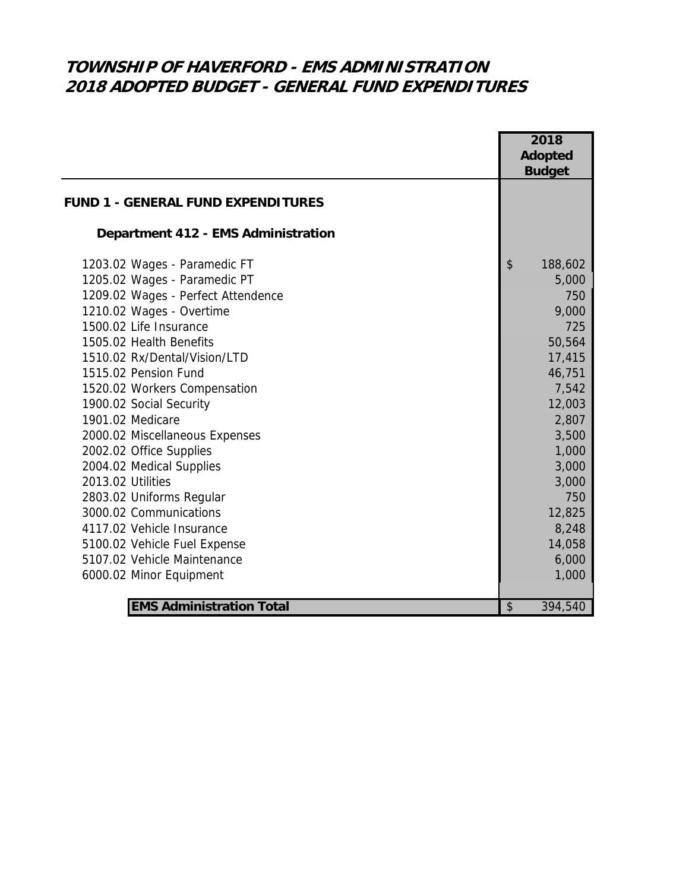# TOWNSHIP OF HAVERFORD - EMS ADMINISTRATION
# 2018 ADOPTED BUDGET - GENERAL FUND EXPENDITURES

| | 2018 Adopted Budget |
|---|---|
| **FUND 1 - GENERAL FUND EXPENDITURES** | |
| **Department 412 - EMS Administration** | |
| 1203.02 Wages - Paramedic FT | $ 188,602 |
| 1205.02 Wages - Paramedic PT | 5,000 |
| 1209.02 Wages - Perfect Attendence | 750 |
| 1210.02 Wages - Overtime | 9,000 |
| 1500.02 Life Insurance | 725 |
| 1505.02 Health Benefits | 50,564 |
| 1510.02 Rx/Dental/Vision/LTD | 17,415 |
| 1515.02 Pension Fund | 46,751 |
| 1520.02 Workers Compensation | 7,542 |
| 1900.02 Social Security | 12,003 |
| 1901.02 Medicare | 2,807 |
| 2000.02 Miscellaneous Expenses | 3,500 |
| 2002.02 Office Supplies | 1,000 |
| 2004.02 Medical Supplies | 3,000 |
| 2013.02 Utilities | 3,000 |
| 2803.02 Uniforms Regular | 750 |
| 3000.02 Communications | 12,825 |
| 4117.02 Vehicle Insurance | 8,248 |
| 5100.02 Vehicle Fuel Expense | 14,058 |
| 5107.02 Vehicle Maintenance | 6,000 |
| 6000.02 Minor Equipment | 1,000 |
| **EMS Administration Total** | $ 394,540 |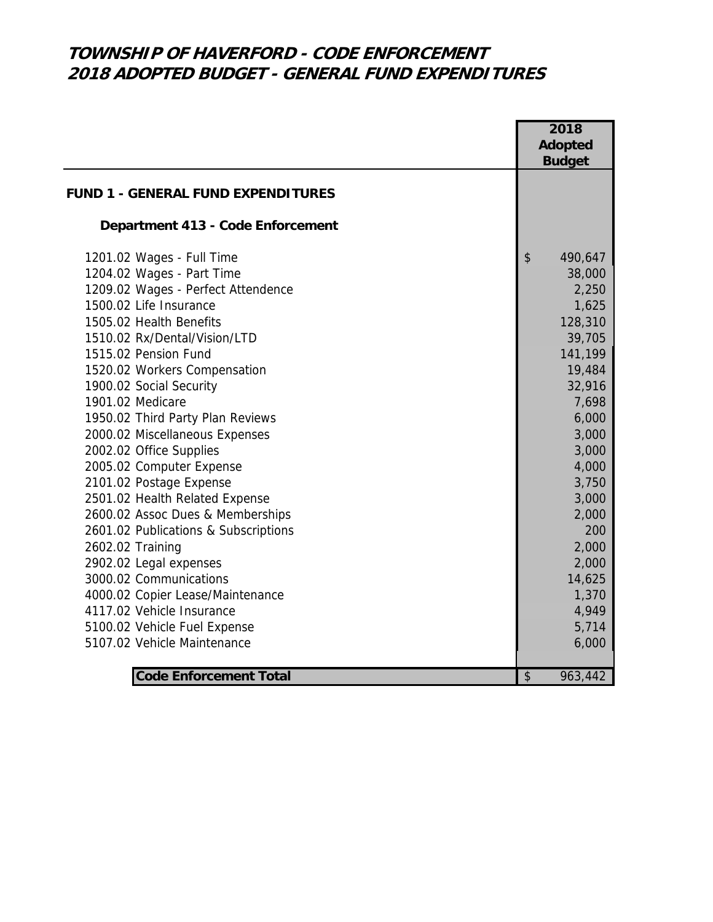# TOWNSHIP OF HAVERFORD - CODE ENFORCEMENT
# 2018 ADOPTED BUDGET - GENERAL FUND EXPENDITURES

| | 2018 Adopted Budget |
|---|---|
| **FUND 1 - GENERAL FUND EXPENDITURES** | |
| **Department 413 - Code Enforcement** | |
| 1201.02 Wages - Full Time | $ 490,647 |
| 1204.02 Wages - Part Time | 38,000 |
| 1209.02 Wages - Perfect Attendence | 2,250 |
| 1500.02 Life Insurance | 1,625 |
| 1505.02 Health Benefits | 128,310 |
| 1510.02 Rx/Dental/Vision/LTD | 39,705 |
| 1515.02 Pension Fund | 141,199 |
| 1520.02 Workers Compensation | 19,484 |
| 1900.02 Social Security | 32,916 |
| 1901.02 Medicare | 7,698 |
| 1950.02 Third Party Plan Reviews | 6,000 |
| 2000.02 Miscellaneous Expenses | 3,000 |
| 2002.02 Office Supplies | 3,000 |
| 2005.02 Computer Expense | 4,000 |
| 2101.02 Postage Expense | 3,750 |
| 2501.02 Health Related Expense | 3,000 |
| 2600.02 Assoc Dues & Memberships | 2,000 |
| 2601.02 Publications & Subscriptions | 200 |
| 2602.02 Training | 2,000 |
| 2902.02 Legal expenses | 2,000 |
| 3000.02 Communications | 14,625 |
| 4000.02 Copier Lease/Maintenance | 1,370 |
| 4117.02 Vehicle Insurance | 4,949 |
| 5100.02 Vehicle Fuel Expense | 5,714 |
| 5107.02 Vehicle Maintenance | 6,000 |
| **Code Enforcement Total** | $ 963,442 |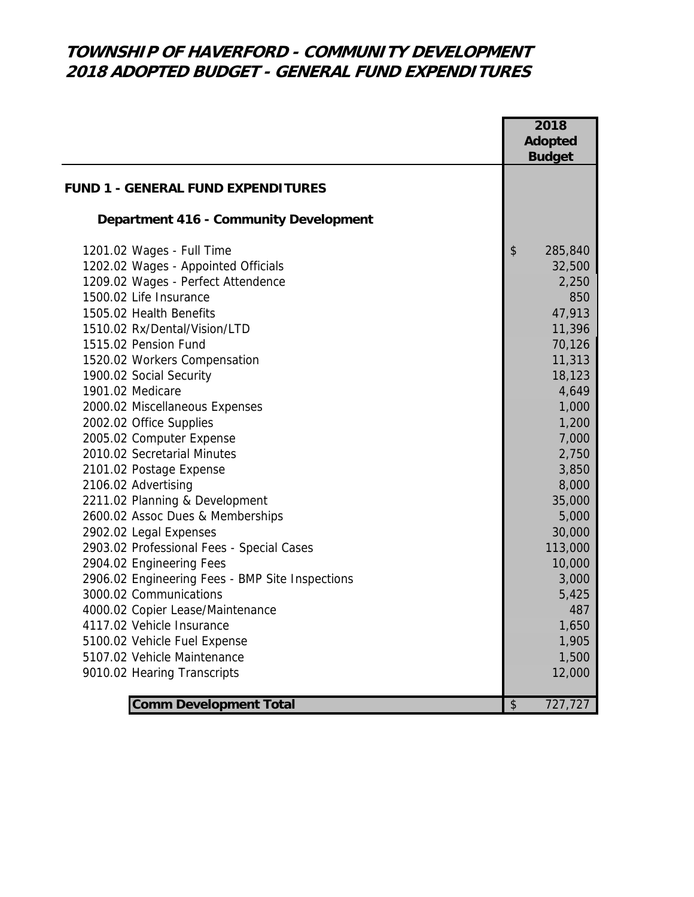# TOWNSHIP OF HAVERFORD - COMMUNITY DEVELOPMENT
# 2018 ADOPTED BUDGET - GENERAL FUND EXPENDITURES

| | 2018 Adopted Budget |
|---|---|
| **FUND 1 - GENERAL FUND EXPENDITURES** | |
| **Department 416 - Community Development** | |
| 1201.02 Wages - Full Time | $ 285,840 |
| 1202.02 Wages - Appointed Officials | 32,500 |
| 1209.02 Wages - Perfect Attendence | 2,250 |
| 1500.02 Life Insurance | 850 |
| 1505.02 Health Benefits | 47,913 |
| 1510.02 Rx/Dental/Vision/LTD | 11,396 |
| 1515.02 Pension Fund | 70,126 |
| 1520.02 Workers Compensation | 11,313 |
| 1900.02 Social Security | 18,123 |
| 1901.02 Medicare | 4,649 |
| 2000.02 Miscellaneous Expenses | 1,000 |
| 2002.02 Office Supplies | 1,200 |
| 2005.02 Computer Expense | 7,000 |
| 2010.02 Secretarial Minutes | 2,750 |
| 2101.02 Postage Expense | 3,850 |
| 2106.02 Advertising | 8,000 |
| 2211.02 Planning & Development | 35,000 |
| 2600.02 Assoc Dues & Memberships | 5,000 |
| 2902.02 Legal Expenses | 30,000 |
| 2903.02 Professional Fees - Special Cases | 113,000 |
| 2904.02 Engineering Fees | 10,000 |
| 2906.02 Engineering Fees - BMP Site Inspections | 3,000 |
| 3000.02 Communications | 5,425 |
| 4000.02 Copier Lease/Maintenance | 487 |
| 4117.02 Vehicle Insurance | 1,650 |
| 5100.02 Vehicle Fuel Expense | 1,905 |
| 5107.02 Vehicle Maintenance | 1,500 |
| 9010.02 Hearing Transcripts | 12,000 |
| **Comm Development Total** | $ 727,727 |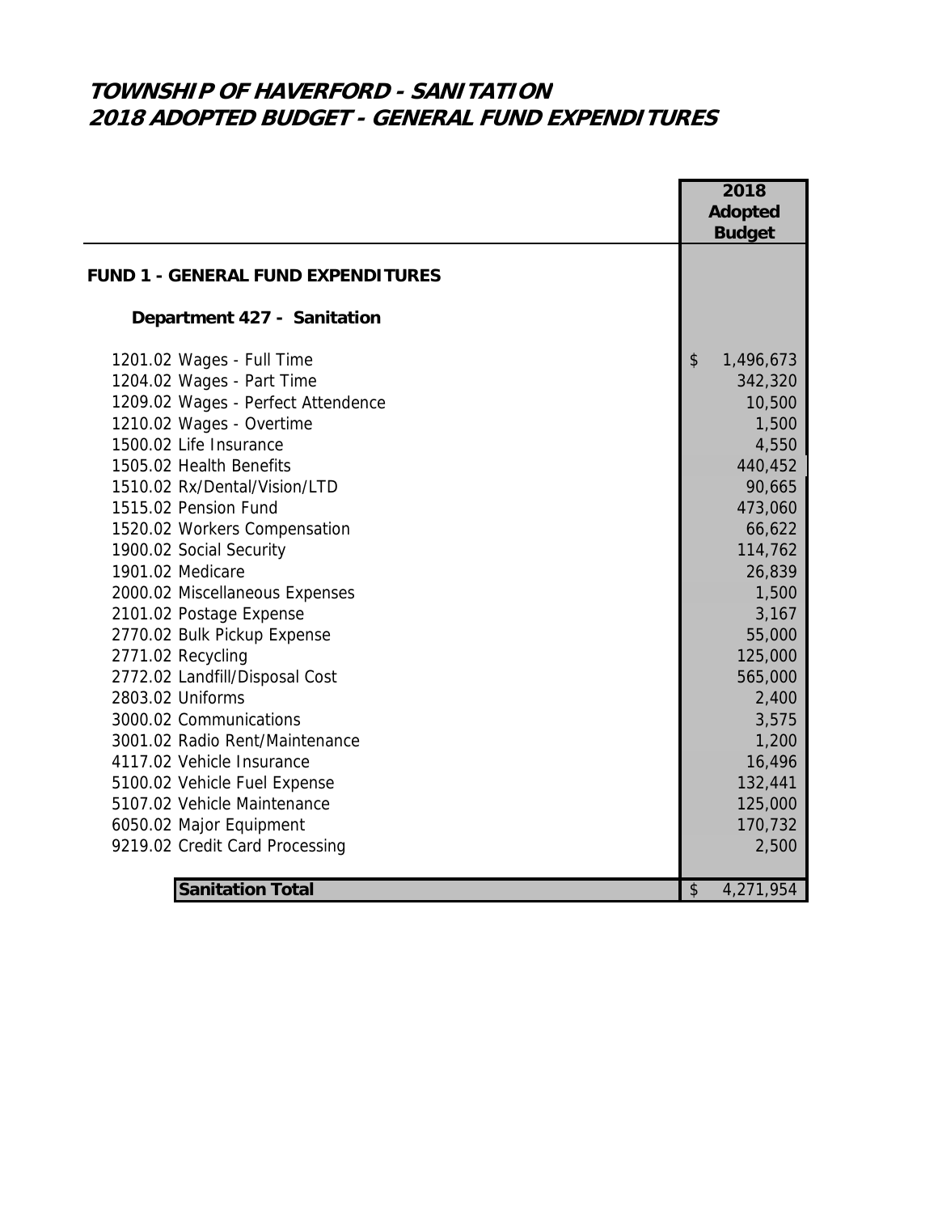# TOWNSHIP OF HAVERFORD - SANITATION
# 2018 ADOPTED BUDGET - GENERAL FUND EXPENDITURES

| | 2018 Adopted Budget |
|---|---|
| **FUND 1 - GENERAL FUND EXPENDITURES** | |
| **Department 427 - Sanitation** | |
| 1201.02 Wages - Full Time | $ 1,496,673 |
| 1204.02 Wages - Part Time | 342,320 |
| 1209.02 Wages - Perfect Attendence | 10,500 |
| 1210.02 Wages - Overtime | 1,500 |
| 1500.02 Life Insurance | 4,550 |
| 1505.02 Health Benefits | 440,452 |
| 1510.02 Rx/Dental/Vision/LTD | 90,665 |
| 1515.02 Pension Fund | 473,060 |
| 1520.02 Workers Compensation | 66,622 |
| 1900.02 Social Security | 114,762 |
| 1901.02 Medicare | 26,839 |
| 2000.02 Miscellaneous Expenses | 1,500 |
| 2101.02 Postage Expense | 3,167 |
| 2770.02 Bulk Pickup Expense | 55,000 |
| 2771.02 Recycling | 125,000 |
| 2772.02 Landfill/Disposal Cost | 565,000 |
| 2803.02 Uniforms | 2,400 |
| 3000.02 Communications | 3,575 |
| 3001.02 Radio Rent/Maintenance | 1,200 |
| 4117.02 Vehicle Insurance | 16,496 |
| 5100.02 Vehicle Fuel Expense | 132,441 |
| 5107.02 Vehicle Maintenance | 125,000 |
| 6050.02 Major Equipment | 170,732 |
| 9219.02 Credit Card Processing | 2,500 |
| **Sanitation Total** | $ 4,271,954 |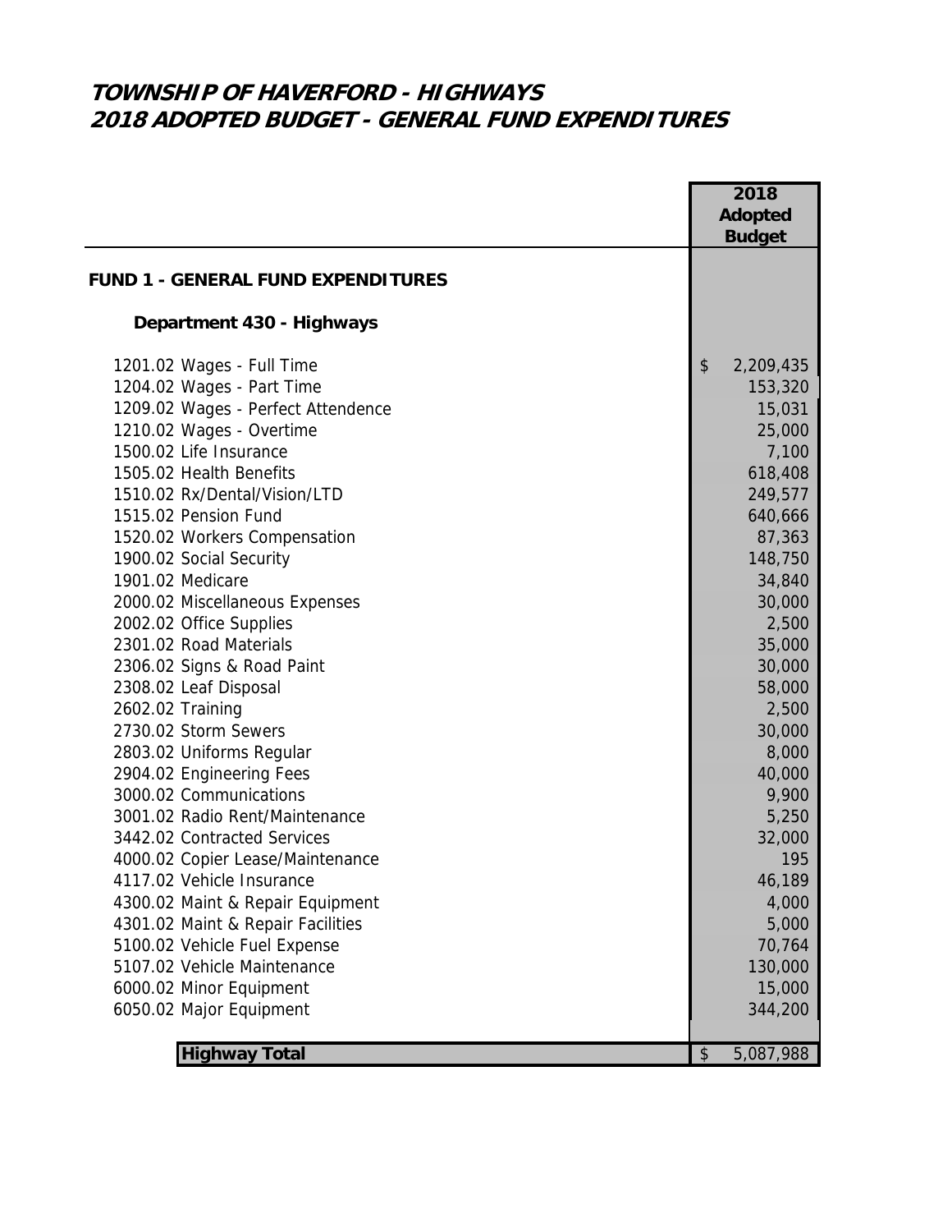# TOWNSHIP OF HAVERFORD - HIGHWAYS
# 2018 ADOPTED BUDGET - GENERAL FUND EXPENDITURES

| | 2018 Adopted Budget |
|---|---|
| **FUND 1 - GENERAL FUND EXPENDITURES** | |
| **Department 430 - Highways** | |
| 1201.02 Wages - Full Time | $ 2,209,435 |
| 1204.02 Wages - Part Time | 153,320 |
| 1209.02 Wages - Perfect Attendence | 15,031 |
| 1210.02 Wages - Overtime | 25,000 |
| 1500.02 Life Insurance | 7,100 |
| 1505.02 Health Benefits | 618,408 |
| 1510.02 Rx/Dental/Vision/LTD | 249,577 |
| 1515.02 Pension Fund | 640,666 |
| 1520.02 Workers Compensation | 87,363 |
| 1900.02 Social Security | 148,750 |
| 1901.02 Medicare | 34,840 |
| 2000.02 Miscellaneous Expenses | 30,000 |
| 2002.02 Office Supplies | 2,500 |
| 2301.02 Road Materials | 35,000 |
| 2306.02 Signs & Road Paint | 30,000 |
| 2308.02 Leaf Disposal | 58,000 |
| 2602.02 Training | 2,500 |
| 2730.02 Storm Sewers | 30,000 |
| 2803.02 Uniforms Regular | 8,000 |
| 2904.02 Engineering Fees | 40,000 |
| 3000.02 Communications | 9,900 |
| 3001.02 Radio Rent/Maintenance | 5,250 |
| 3442.02 Contracted Services | 32,000 |
| 4000.02 Copier Lease/Maintenance | 195 |
| 4117.02 Vehicle Insurance | 46,189 |
| 4300.02 Maint & Repair Equipment | 4,000 |
| 4301.02 Maint & Repair Facilities | 5,000 |
| 5100.02 Vehicle Fuel Expense | 70,764 |
| 5107.02 Vehicle Maintenance | 130,000 |
| 6000.02 Minor Equipment | 15,000 |
| 6050.02 Major Equipment | 344,200 |
| **Highway Total** | $ 5,087,988 |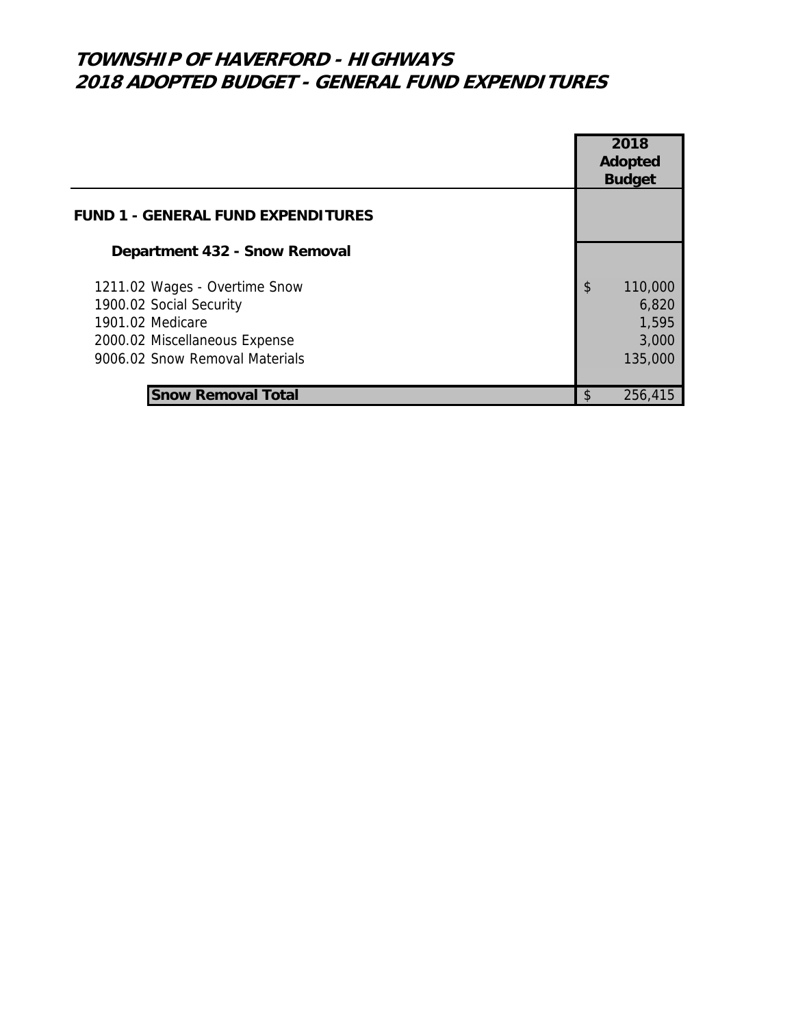# TOWNSHIP OF HAVERFORD - HIGHWAYS
# 2018 ADOPTED BUDGET - GENERAL FUND EXPENDITURES

| | 2018 Adopted Budget |
|---|---|
| **FUND 1 - GENERAL FUND EXPENDITURES** | |
| **Department 432 - Snow Removal** | |
| 1211.02 Wages - Overtime Snow | $ 110,000 |
| 1900.02 Social Security | 6,820 |
| 1901.02 Medicare | 1,595 |
| 2000.02 Miscellaneous Expense | 3,000 |
| 9006.02 Snow Removal Materials | 135,000 |
| **Snow Removal Total** | $ 256,415 |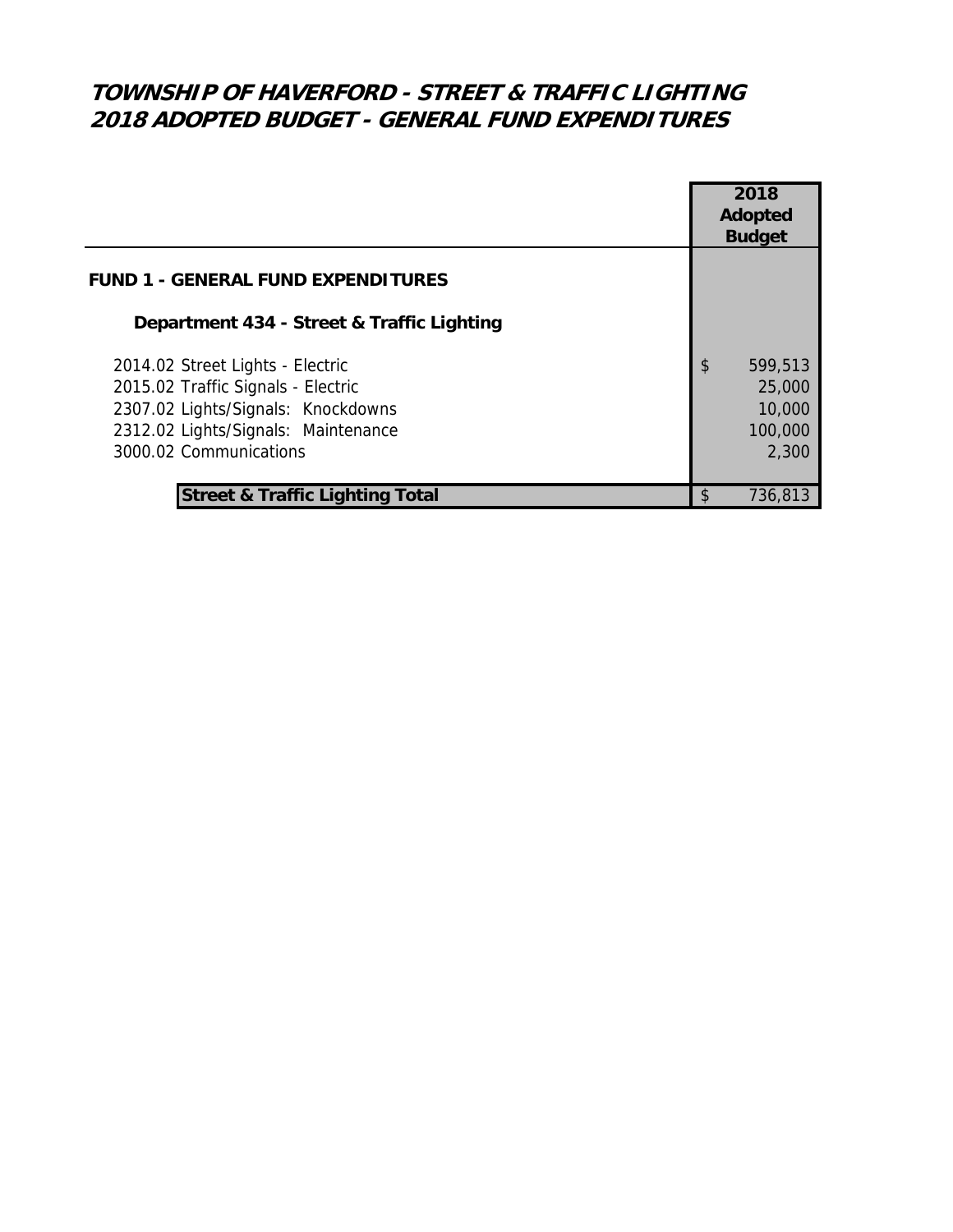# *TOWNSHIP OF HAVERFORD - STREET & TRAFFIC LIGHTING*
# *2018 ADOPTED BUDGET - GENERAL FUND EXPENDITURES*

| | 2018 Adopted Budget |
|---|---|
| **FUND 1 - GENERAL FUND EXPENDITURES** | |
| **Department 434 - Street & Traffic Lighting** | |
| 2014.02 Street Lights - Electric | $ 599,513 |
| 2015.02 Traffic Signals - Electric | 25,000 |
| 2307.02 Lights/Signals: Knockdowns | 10,000 |
| 2312.02 Lights/Signals: Maintenance | 100,000 |
| 3000.02 Communications | 2,300 |
| **Street & Traffic Lighting Total** | $ 736,813 |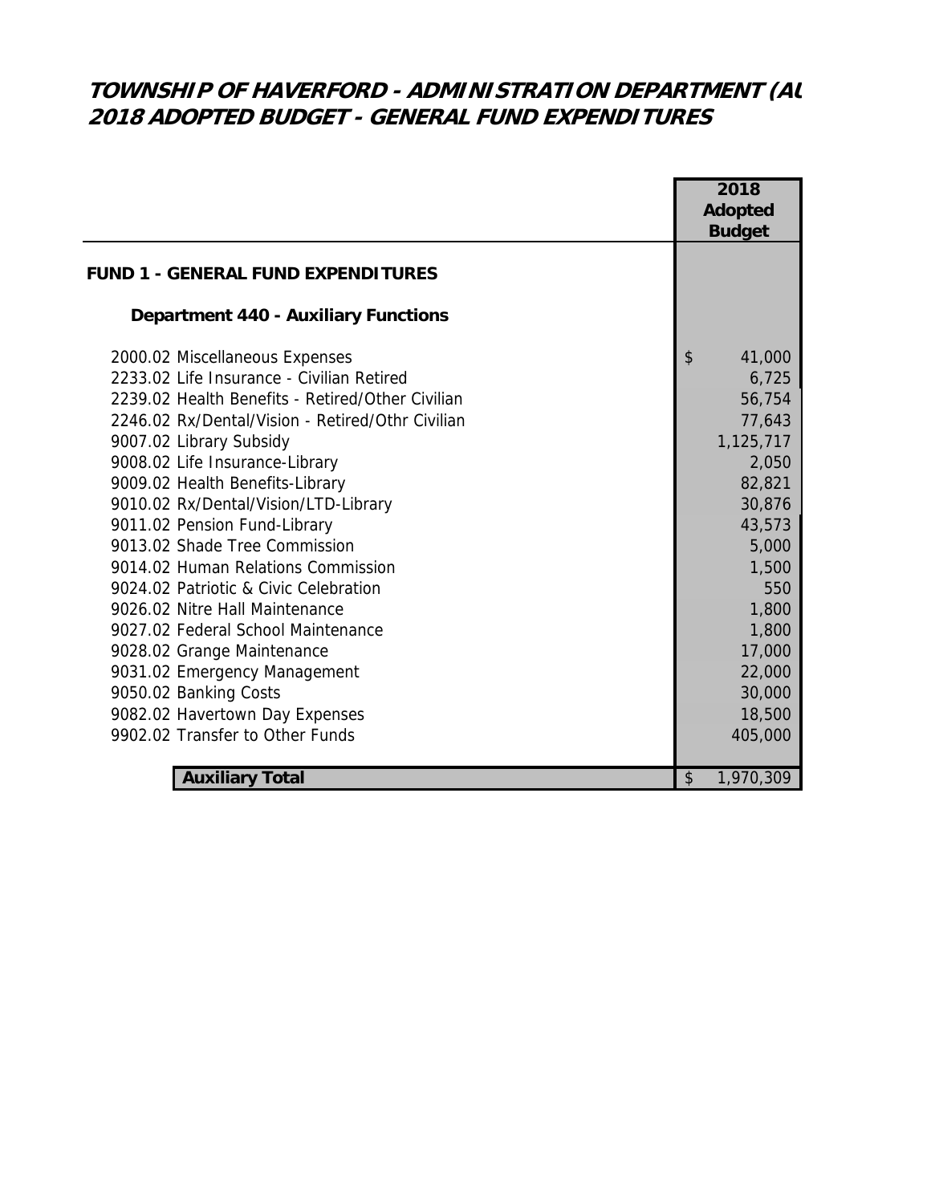# TOWNSHIP OF HAVERFORD - ADMINISTRATION DEPARTMENT (AU
# 2018 ADOPTED BUDGET - GENERAL FUND EXPENDITURES

| | 2018 Adopted Budget |
|---|---|
| **FUND 1 - GENERAL FUND EXPENDITURES** | |
| **Department 440 - Auxiliary Functions** | |
| 2000.02 Miscellaneous Expenses | $ 41,000 |
| 2233.02 Life Insurance - Civilian Retired | 6,725 |
| 2239.02 Health Benefits - Retired/Other Civilian | 56,754 |
| 2246.02 Rx/Dental/Vision - Retired/Othr Civilian | 77,643 |
| 9007.02 Library Subsidy | 1,125,717 |
| 9008.02 Life Insurance-Library | 2,050 |
| 9009.02 Health Benefits-Library | 82,821 |
| 9010.02 Rx/Dental/Vision/LTD-Library | 30,876 |
| 9011.02 Pension Fund-Library | 43,573 |
| 9013.02 Shade Tree Commission | 5,000 |
| 9014.02 Human Relations Commission | 1,500 |
| 9024.02 Patriotic & Civic Celebration | 550 |
| 9026.02 Nitre Hall Maintenance | 1,800 |
| 9027.02 Federal School Maintenance | 1,800 |
| 9028.02 Grange Maintenance | 17,000 |
| 9031.02 Emergency Management | 22,000 |
| 9050.02 Banking Costs | 30,000 |
| 9082.02 Havertown Day Expenses | 18,500 |
| 9902.02 Transfer to Other Funds | 405,000 |
| **Auxiliary Total** | $ 1,970,309 |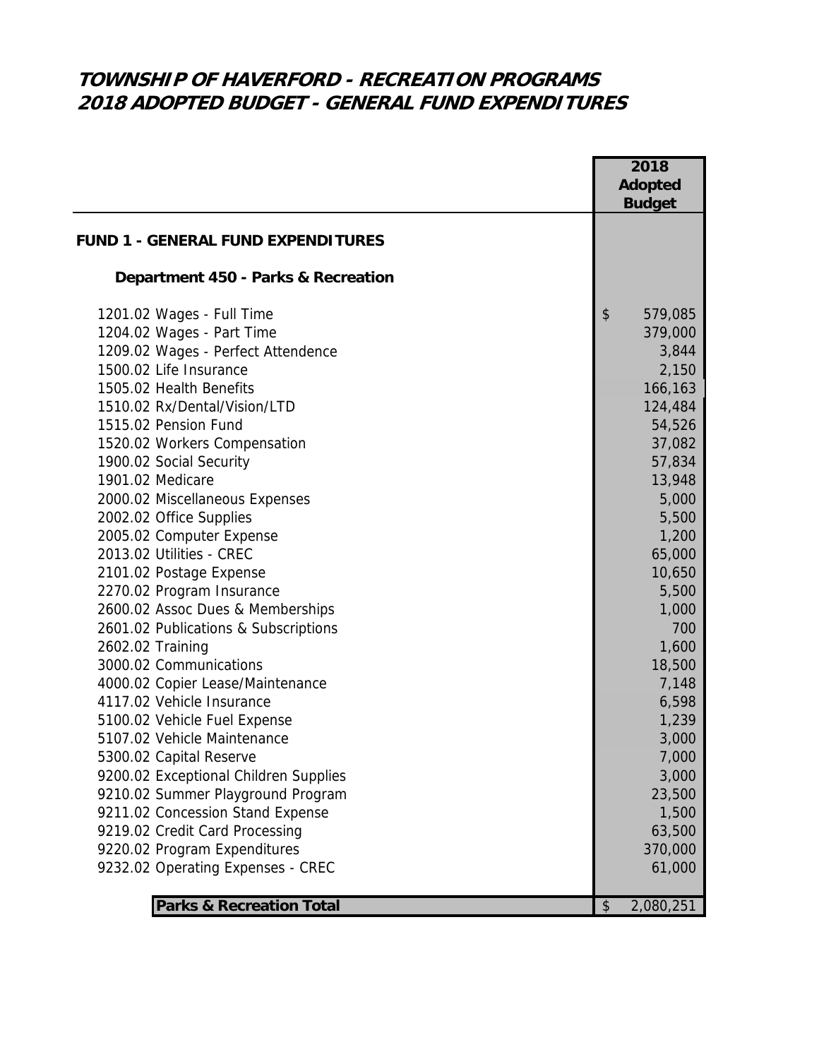# TOWNSHIP OF HAVERFORD - RECREATION PROGRAMS
# 2018 ADOPTED BUDGET - GENERAL FUND EXPENDITURES

| | 2018 Adopted Budget |
|---|---|
| **FUND 1 - GENERAL FUND EXPENDITURES** | |
| **Department 450 - Parks & Recreation** | |
| 1201.02 Wages - Full Time | $ 579,085 |
| 1204.02 Wages - Part Time | 379,000 |
| 1209.02 Wages - Perfect Attendence | 3,844 |
| 1500.02 Life Insurance | 2,150 |
| 1505.02 Health Benefits | 166,163 |
| 1510.02 Rx/Dental/Vision/LTD | 124,484 |
| 1515.02 Pension Fund | 54,526 |
| 1520.02 Workers Compensation | 37,082 |
| 1900.02 Social Security | 57,834 |
| 1901.02 Medicare | 13,948 |
| 2000.02 Miscellaneous Expenses | 5,000 |
| 2002.02 Office Supplies | 5,500 |
| 2005.02 Computer Expense | 1,200 |
| 2013.02 Utilities - CREC | 65,000 |
| 2101.02 Postage Expense | 10,650 |
| 2270.02 Program Insurance | 5,500 |
| 2600.02 Assoc Dues & Memberships | 1,000 |
| 2601.02 Publications & Subscriptions | 700 |
| 2602.02 Training | 1,600 |
| 3000.02 Communications | 18,500 |
| 4000.02 Copier Lease/Maintenance | 7,148 |
| 4117.02 Vehicle Insurance | 6,598 |
| 5100.02 Vehicle Fuel Expense | 1,239 |
| 5107.02 Vehicle Maintenance | 3,000 |
| 5300.02 Capital Reserve | 7,000 |
| 9200.02 Exceptional Children Supplies | 3,000 |
| 9210.02 Summer Playground Program | 23,500 |
| 9211.02 Concession Stand Expense | 1,500 |
| 9219.02 Credit Card Processing | 63,500 |
| 9220.02 Program Expenditures | 370,000 |
| 9232.02 Operating Expenses - CREC | 61,000 |
| **Parks & Recreation Total** | $ 2,080,251 |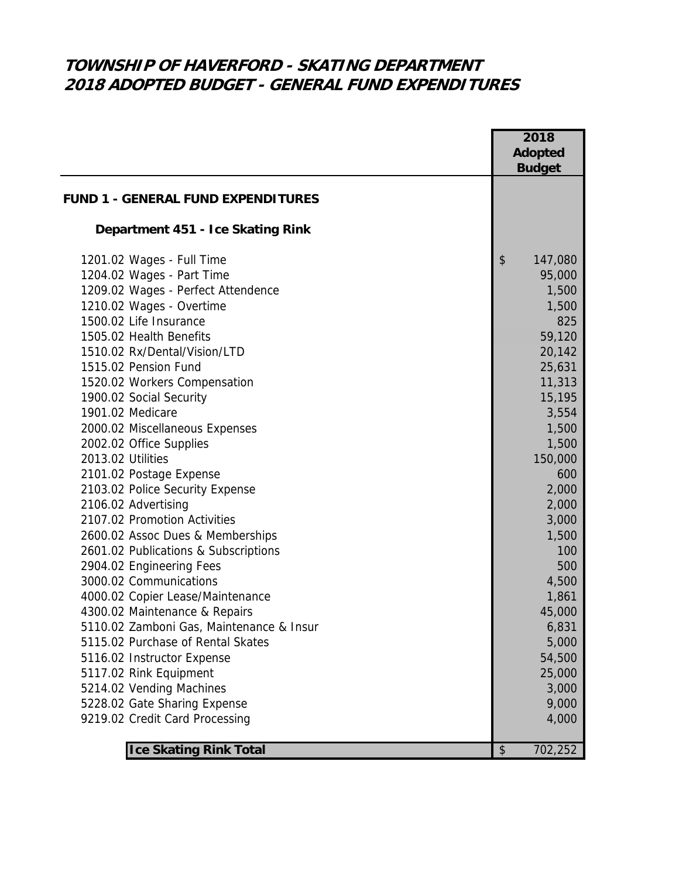# TOWNSHIP OF HAVERFORD - SKATING DEPARTMENT
# 2018 ADOPTED BUDGET - GENERAL FUND EXPENDITURES

| | 2018 Adopted Budget |
|---|---|
| **FUND 1 - GENERAL FUND EXPENDITURES** | |
| **Department 451 - Ice Skating Rink** | |
| 1201.02 Wages - Full Time | $ 147,080 |
| 1204.02 Wages - Part Time | 95,000 |
| 1209.02 Wages - Perfect Attendence | 1,500 |
| 1210.02 Wages - Overtime | 1,500 |
| 1500.02 Life Insurance | 825 |
| 1505.02 Health Benefits | 59,120 |
| 1510.02 Rx/Dental/Vision/LTD | 20,142 |
| 1515.02 Pension Fund | 25,631 |
| 1520.02 Workers Compensation | 11,313 |
| 1900.02 Social Security | 15,195 |
| 1901.02 Medicare | 3,554 |
| 2000.02 Miscellaneous Expenses | 1,500 |
| 2002.02 Office Supplies | 1,500 |
| 2013.02 Utilities | 150,000 |
| 2101.02 Postage Expense | 600 |
| 2103.02 Police Security Expense | 2,000 |
| 2106.02 Advertising | 2,000 |
| 2107.02 Promotion Activities | 3,000 |
| 2600.02 Assoc Dues & Memberships | 1,500 |
| 2601.02 Publications & Subscriptions | 100 |
| 2904.02 Engineering Fees | 500 |
| 3000.02 Communications | 4,500 |
| 4000.02 Copier Lease/Maintenance | 1,861 |
| 4300.02 Maintenance & Repairs | 45,000 |
| 5110.02 Zamboni Gas, Maintenance & Insur | 6,831 |
| 5115.02 Purchase of Rental Skates | 5,000 |
| 5116.02 Instructor Expense | 54,500 |
| 5117.02 Rink Equipment | 25,000 |
| 5214.02 Vending Machines | 3,000 |
| 5228.02 Gate Sharing Expense | 9,000 |
| 9219.02 Credit Card Processing | 4,000 |
| **Ice Skating Rink Total** | $ 702,252 |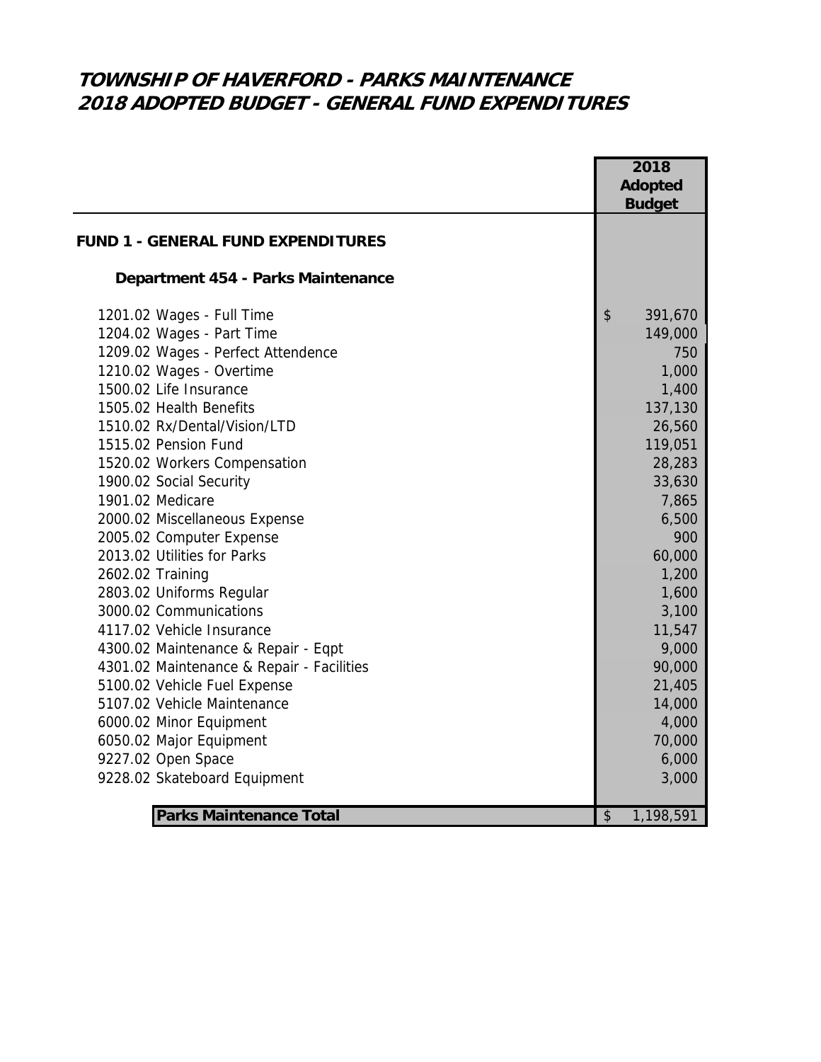# TOWNSHIP OF HAVERFORD - PARKS MAINTENANCE
# 2018 ADOPTED BUDGET - GENERAL FUND EXPENDITURES

| | 2018 Adopted Budget |
|---|---|
| **FUND 1 - GENERAL FUND EXPENDITURES** | |
| **Department 454 - Parks Maintenance** | |
| 1201.02 Wages - Full Time | $ 391,670 |
| 1204.02 Wages - Part Time | 149,000 |
| 1209.02 Wages - Perfect Attendence | 750 |
| 1210.02 Wages - Overtime | 1,000 |
| 1500.02 Life Insurance | 1,400 |
| 1505.02 Health Benefits | 137,130 |
| 1510.02 Rx/Dental/Vision/LTD | 26,560 |
| 1515.02 Pension Fund | 119,051 |
| 1520.02 Workers Compensation | 28,283 |
| 1900.02 Social Security | 33,630 |
| 1901.02 Medicare | 7,865 |
| 2000.02 Miscellaneous Expense | 6,500 |
| 2005.02 Computer Expense | 900 |
| 2013.02 Utilities for Parks | 60,000 |
| 2602.02 Training | 1,200 |
| 2803.02 Uniforms Regular | 1,600 |
| 3000.02 Communications | 3,100 |
| 4117.02 Vehicle Insurance | 11,547 |
| 4300.02 Maintenance & Repair - Eqpt | 9,000 |
| 4301.02 Maintenance & Repair - Facilities | 90,000 |
| 5100.02 Vehicle Fuel Expense | 21,405 |
| 5107.02 Vehicle Maintenance | 14,000 |
| 6000.02 Minor Equipment | 4,000 |
| 6050.02 Major Equipment | 70,000 |
| 9227.02 Open Space | 6,000 |
| 9228.02 Skateboard Equipment | 3,000 |
| **Parks Maintenance Total** | $ 1,198,591 |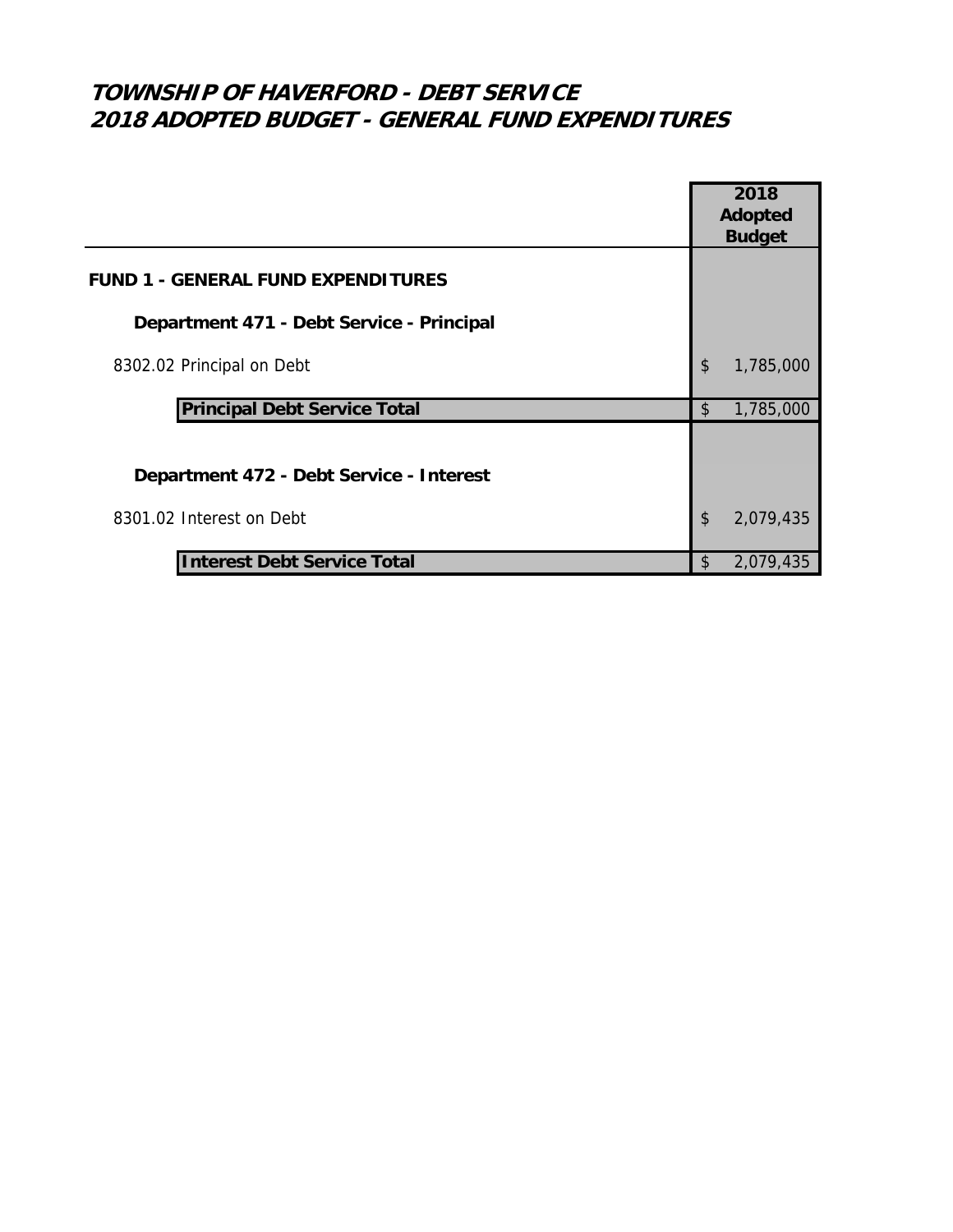# TOWNSHIP OF HAVERFORD - DEBT SERVICE
# 2018 ADOPTED BUDGET - GENERAL FUND EXPENDITURES

| | 2018 Adopted Budget |
|---|---|
| **FUND 1 - GENERAL FUND EXPENDITURES** | |
| **Department 471 - Debt Service - Principal** | |
| 8302.02 Principal on Debt | $ 1,785,000 |
| **Principal Debt Service Total** | $ 1,785,000 |
| | |
| **Department 472 - Debt Service - Interest** | |
| 8301.02 Interest on Debt | $ 2,079,435 |
| **Interest Debt Service Total** | $ 2,079,435 |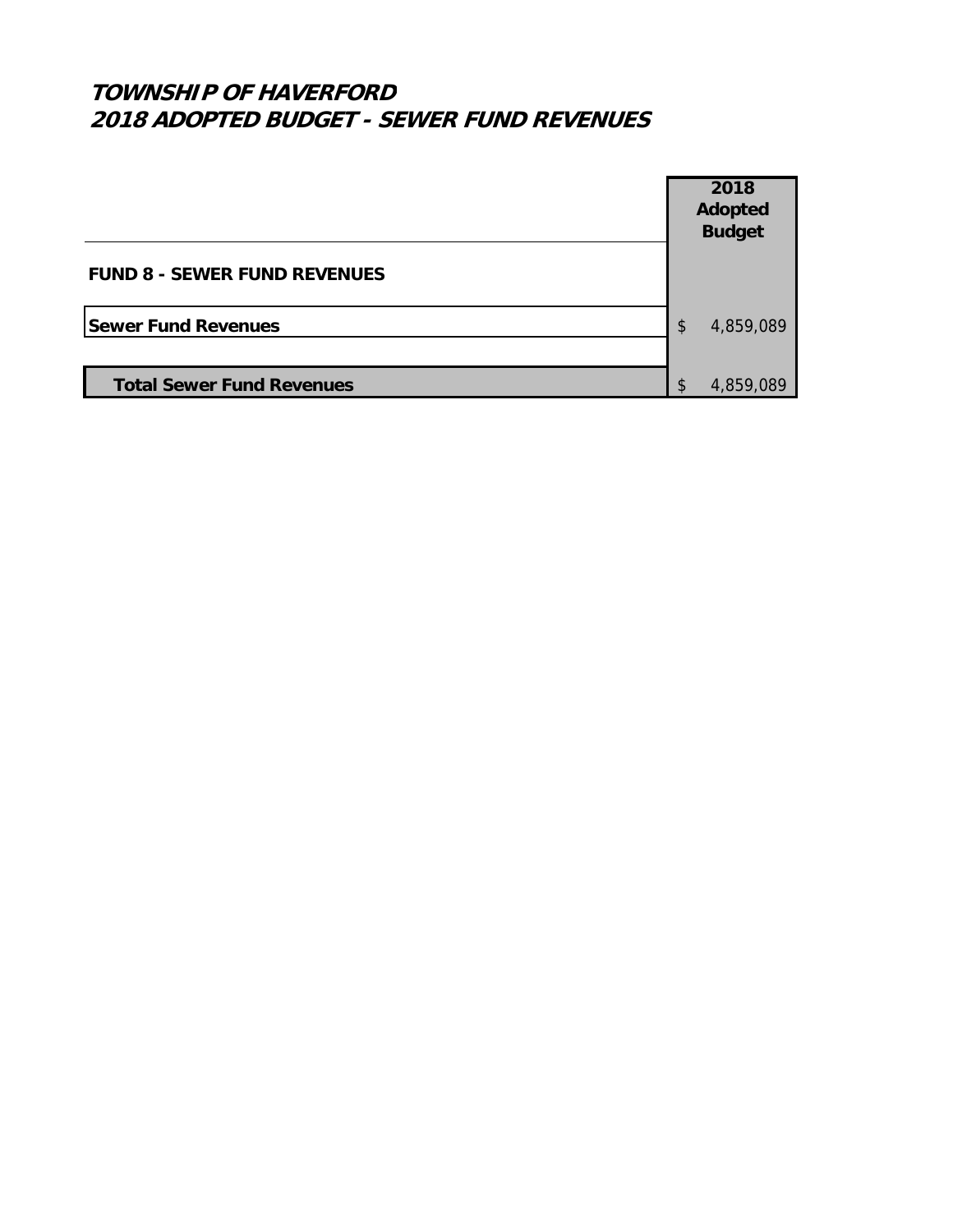# *TOWNSHIP OF HAVERFORD*
## *2018 ADOPTED BUDGET - SEWER FUND REVENUES*

| | 2018 Adopted Budget |
|---|---|
| **FUND 8 - SEWER FUND REVENUES** | |
| **Sewer Fund Revenues** | $ 4,859,089 |
| **Total Sewer Fund Revenues** | $ 4,859,089 |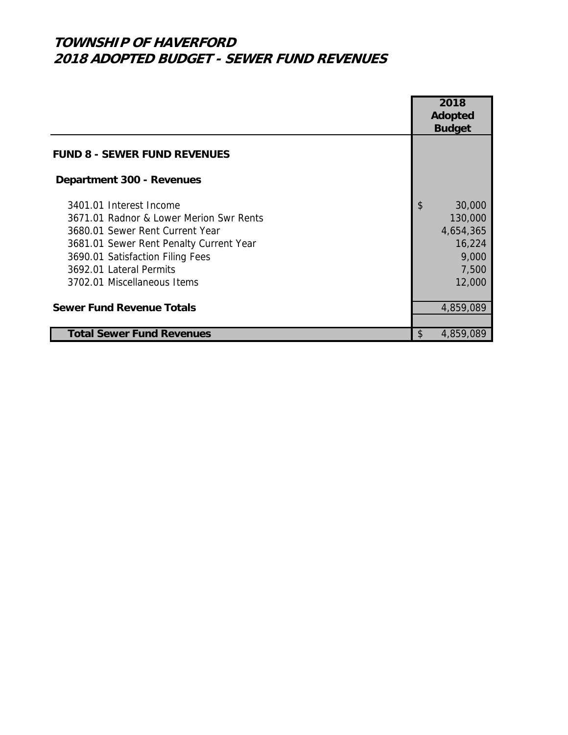# TOWNSHIP OF HAVERFORD
# 2018 ADOPTED BUDGET - SEWER FUND REVENUES

| | 2018 Adopted Budget |
|---|---|
| **FUND 8 - SEWER FUND REVENUES** | |
| **Department 300 - Revenues** | |
| 3401.01 Interest Income | $ 30,000 |
| 3671.01 Radnor & Lower Merion Swr Rents | 130,000 |
| 3680.01 Sewer Rent Current Year | 4,654,365 |
| 3681.01 Sewer Rent Penalty Current Year | 16,224 |
| 3690.01 Satisfaction Filing Fees | 9,000 |
| 3692.01 Lateral Permits | 7,500 |
| 3702.01 Miscellaneous Items | 12,000 |
| **Sewer Fund Revenue Totals** | 4,859,089 |
| **Total Sewer Fund Revenues** | $ 4,859,089 |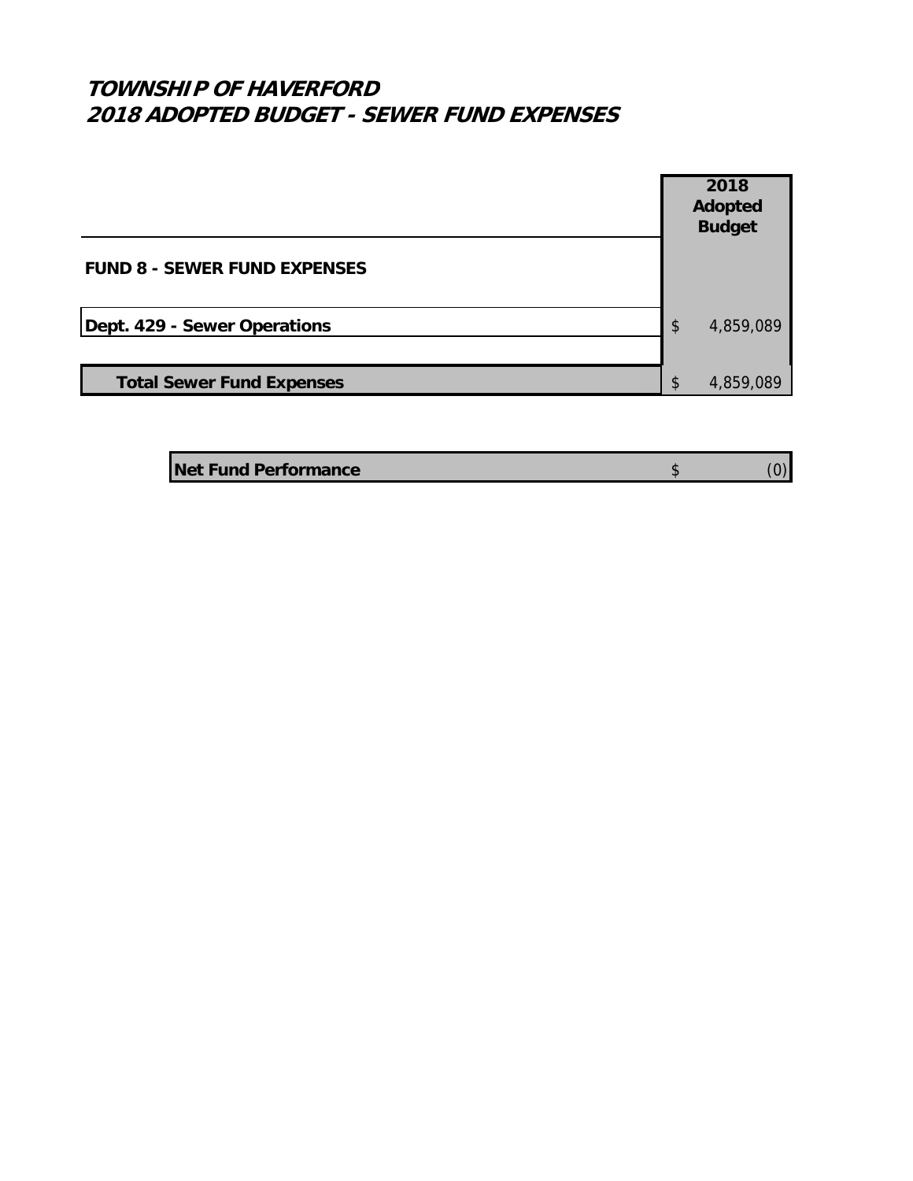# TOWNSHIP OF HAVERFORD
## 2018 ADOPTED BUDGET - SEWER FUND EXPENSES

| | 2018 Adopted Budget |
|---|---|
| **FUND 8 - SEWER FUND EXPENSES** | |
| **Dept. 429 - Sewer Operations** | $ 4,859,089 |
| **Total Sewer Fund Expenses** | $ 4,859,089 |

| | |
|---|---|
| **Net Fund Performance** | $ (0) |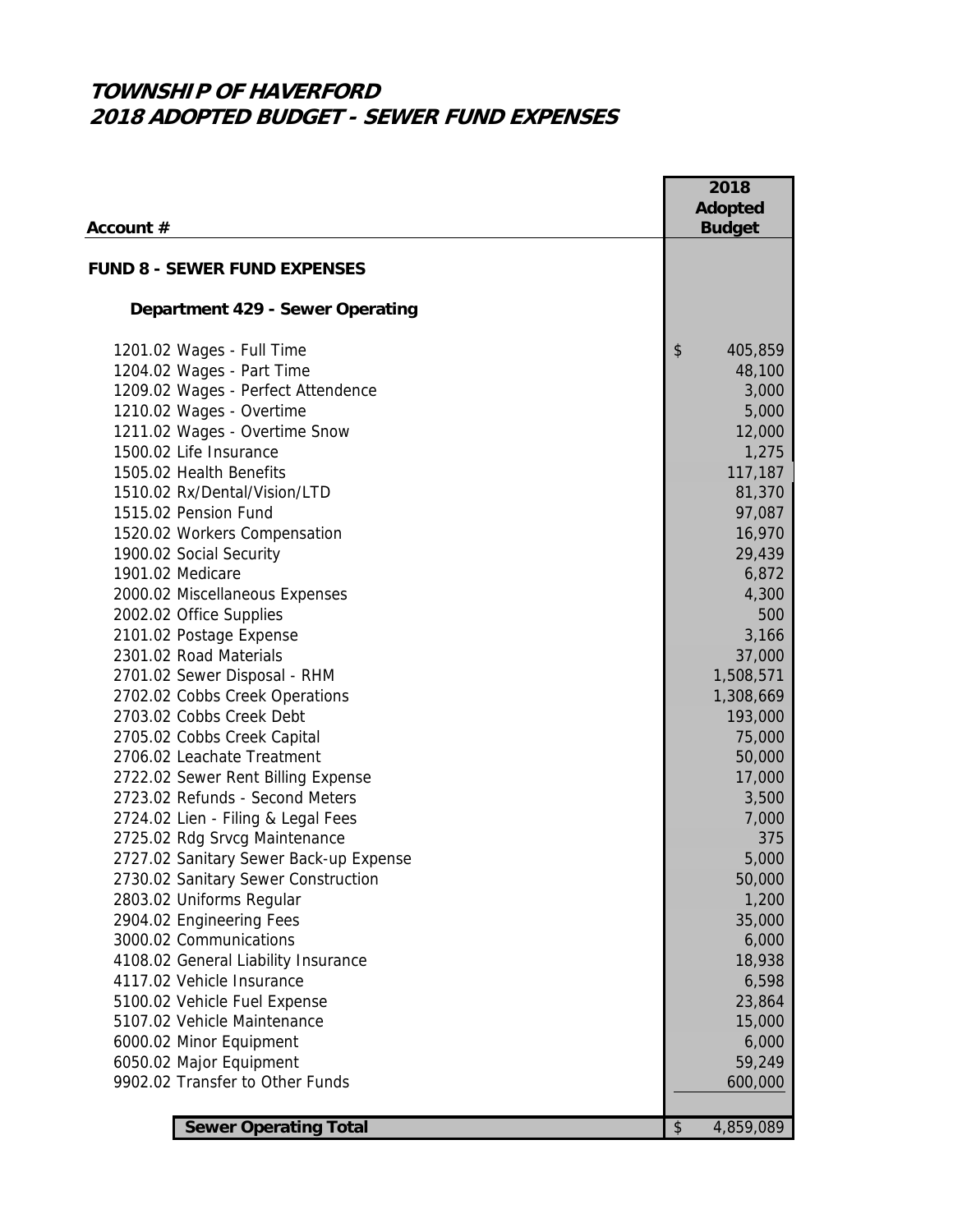# TOWNSHIP OF HAVERFORD
## 2018 ADOPTED BUDGET - SEWER FUND EXPENSES

| Account # | 2018 Adopted Budget |
|---|---|
| **FUND 8 - SEWER FUND EXPENSES** | |
| **Department 429 - Sewer Operating** | |
| 1201.02 Wages - Full Time | $ 405,859 |
| 1204.02 Wages - Part Time | 48,100 |
| 1209.02 Wages - Perfect Attendence | 3,000 |
| 1210.02 Wages - Overtime | 5,000 |
| 1211.02 Wages - Overtime Snow | 12,000 |
| 1500.02 Life Insurance | 1,275 |
| 1505.02 Health Benefits | 117,187 |
| 1510.02 Rx/Dental/Vision/LTD | 81,370 |
| 1515.02 Pension Fund | 97,087 |
| 1520.02 Workers Compensation | 16,970 |
| 1900.02 Social Security | 29,439 |
| 1901.02 Medicare | 6,872 |
| 2000.02 Miscellaneous Expenses | 4,300 |
| 2002.02 Office Supplies | 500 |
| 2101.02 Postage Expense | 3,166 |
| 2301.02 Road Materials | 37,000 |
| 2701.02 Sewer Disposal - RHM | 1,508,571 |
| 2702.02 Cobbs Creek Operations | 1,308,669 |
| 2703.02 Cobbs Creek Debt | 193,000 |
| 2705.02 Cobbs Creek Capital | 75,000 |
| 2706.02 Leachate Treatment | 50,000 |
| 2722.02 Sewer Rent Billing Expense | 17,000 |
| 2723.02 Refunds - Second Meters | 3,500 |
| 2724.02 Lien - Filing & Legal Fees | 7,000 |
| 2725.02 Rdg Srvcg Maintenance | 375 |
| 2727.02 Sanitary Sewer Back-up Expense | 5,000 |
| 2730.02 Sanitary Sewer Construction | 50,000 |
| 2803.02 Uniforms Regular | 1,200 |
| 2904.02 Engineering Fees | 35,000 |
| 3000.02 Communications | 6,000 |
| 4108.02 General Liability Insurance | 18,938 |
| 4117.02 Vehicle Insurance | 6,598 |
| 5100.02 Vehicle Fuel Expense | 23,864 |
| 5107.02 Vehicle Maintenance | 15,000 |
| 6000.02 Minor Equipment | 6,000 |
| 6050.02 Major Equipment | 59,249 |
| 9902.02 Transfer to Other Funds | 600,000 |
| **Sewer Operating Total** | $ 4,859,089 |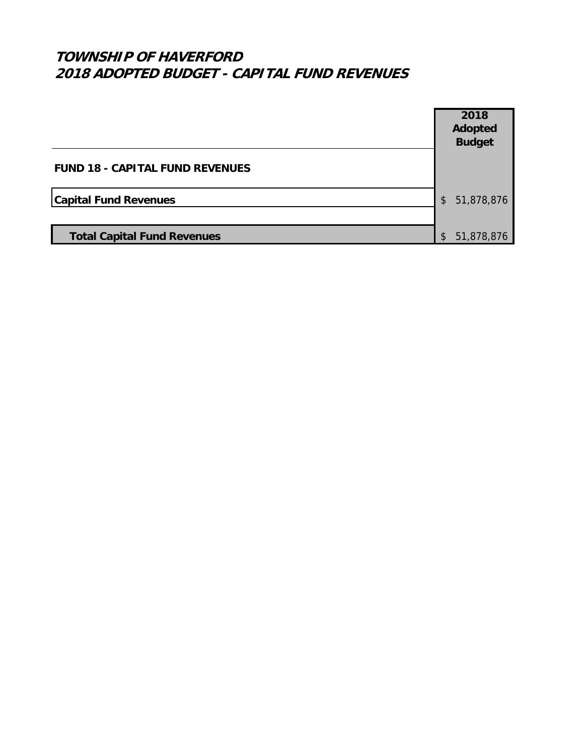# TOWNSHIP OF HAVERFORD
# 2018 ADOPTED BUDGET - CAPITAL FUND REVENUES

| | 2018 Adopted Budget |
|---|---|
| **FUND 18 - CAPITAL FUND REVENUES** | |
| **Capital Fund Revenues** | $ 51,878,876 |
| **Total Capital Fund Revenues** | $ 51,878,876 |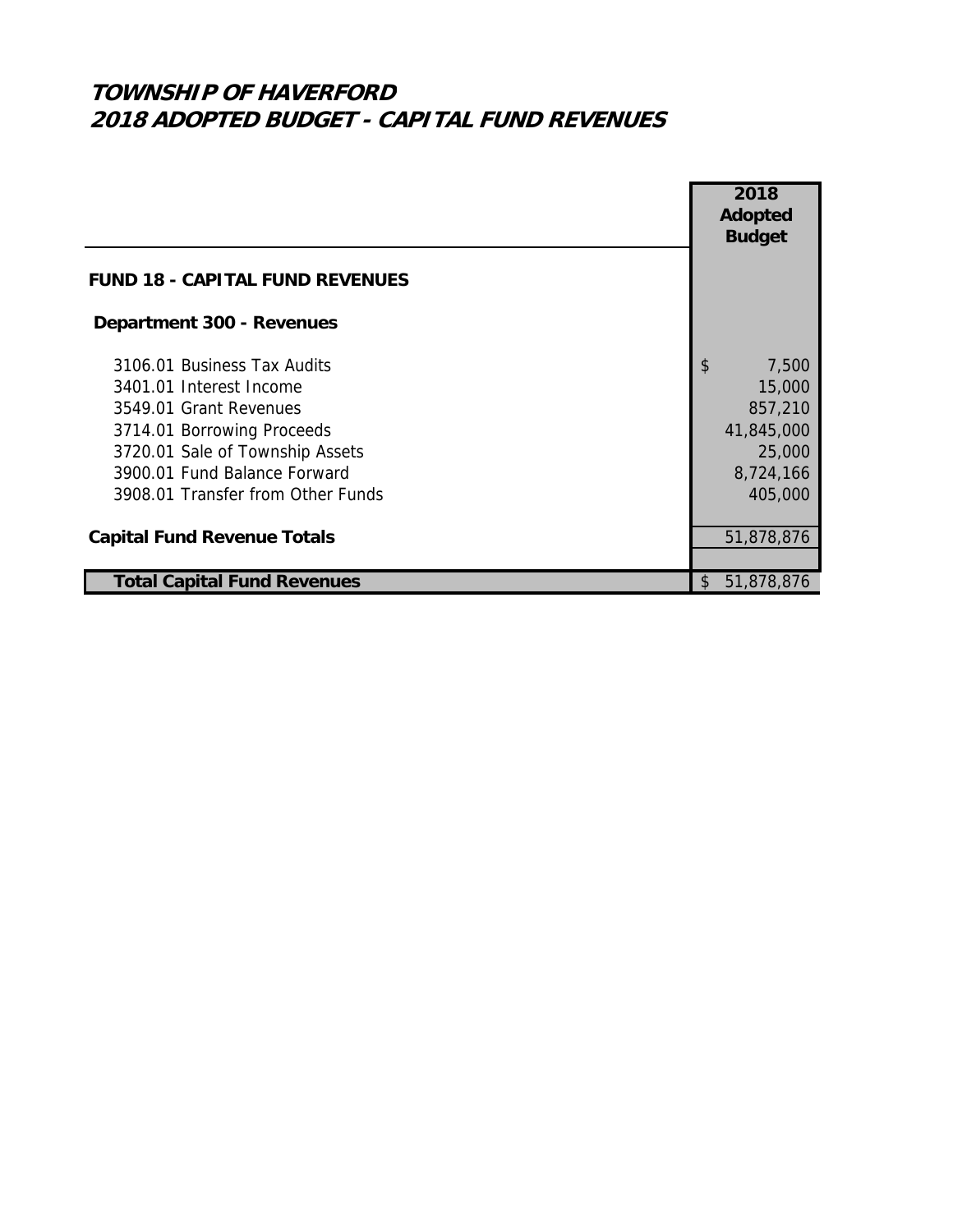# TOWNSHIP OF HAVERFORD
# 2018 ADOPTED BUDGET - CAPITAL FUND REVENUES

| | 2018 Adopted Budget |
|---|---|
| **FUND 18 - CAPITAL FUND REVENUES** | |
| **Department 300 - Revenues** | |
| 3106.01 Business Tax Audits | $ 7,500 |
| 3401.01 Interest Income | 15,000 |
| 3549.01 Grant Revenues | 857,210 |
| 3714.01 Borrowing Proceeds | 41,845,000 |
| 3720.01 Sale of Township Assets | 25,000 |
| 3900.01 Fund Balance Forward | 8,724,166 |
| 3908.01 Transfer from Other Funds | 405,000 |
| **Capital Fund Revenue Totals** | 51,878,876 |
| **Total Capital Fund Revenues** | $ 51,878,876 |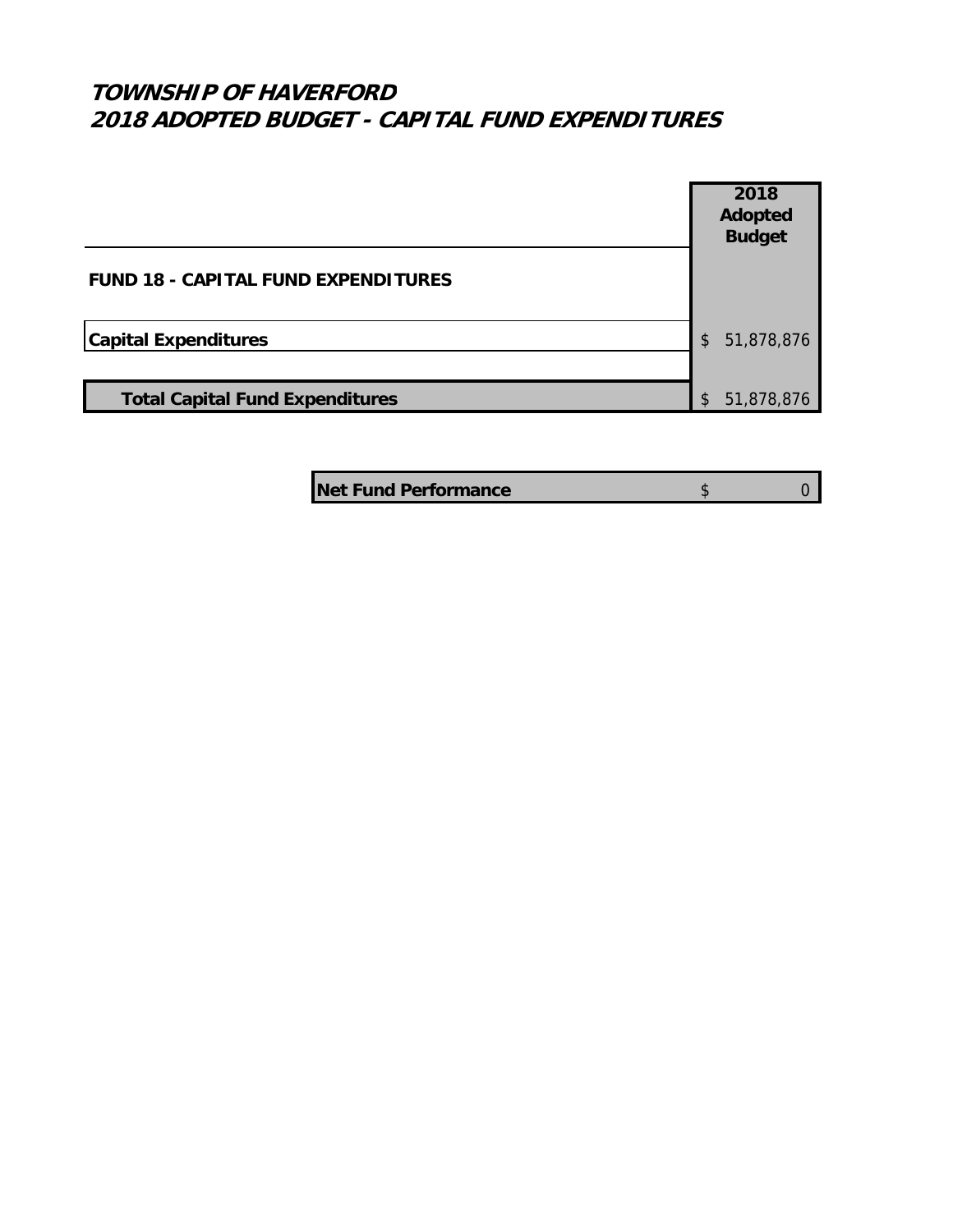# TOWNSHIP OF HAVERFORD
# 2018 ADOPTED BUDGET - CAPITAL FUND EXPENDITURES

| | 2018 Adopted Budget |
|---|---|
| **FUND 18 - CAPITAL FUND EXPENDITURES** | |
| **Capital Expenditures** | $ 51,878,876 |
| **Total Capital Fund Expenditures** | $ 51,878,876 |

| | |
|---|---|
| **Net Fund Performance** | $ 0 |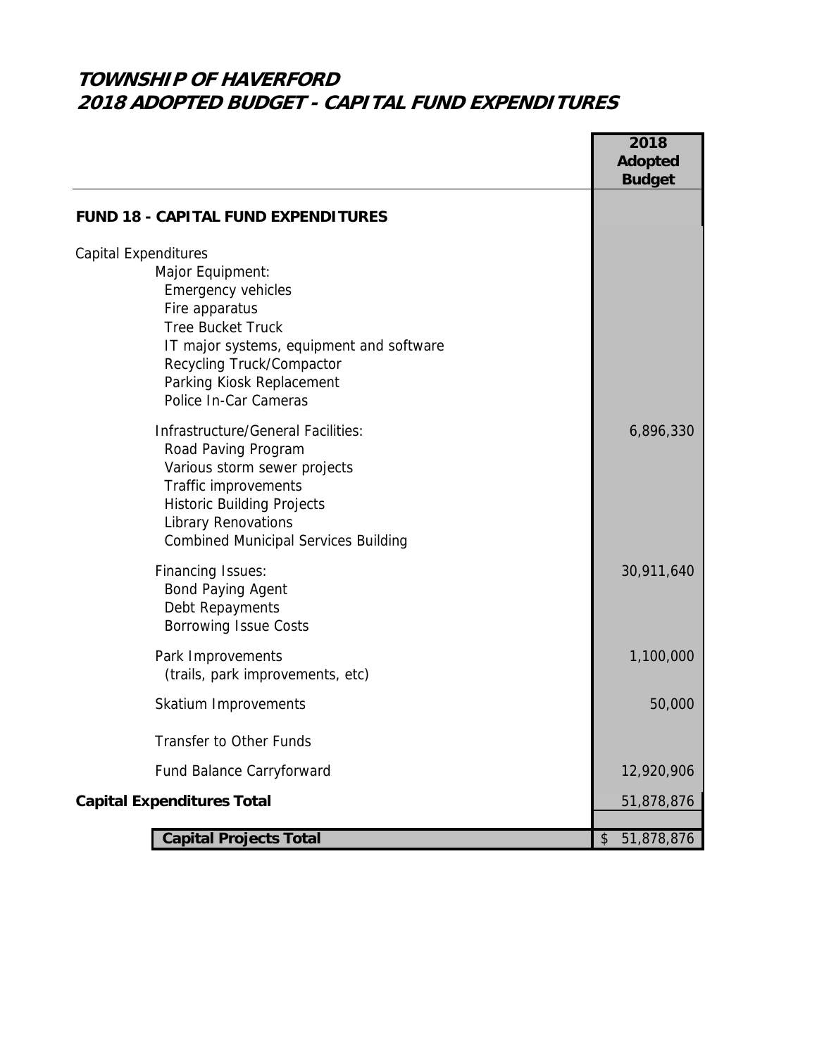# TOWNSHIP OF HAVERFORD
## 2018 ADOPTED BUDGET - CAPITAL FUND EXPENDITURES

| | 2018 Adopted Budget |
|---|---|
| **FUND 18 - CAPITAL FUND EXPENDITURES** | |
| Capital Expenditures | |
| Major Equipment: | |
| Emergency vehicles | |
| Fire apparatus | |
| Tree Bucket Truck | |
| IT major systems, equipment and software | |
| Recycling Truck/Compactor | |
| Parking Kiosk Replacement | |
| Police In-Car Cameras | |
| Infrastructure/General Facilities: | 6,896,330 |
| Road Paving Program | |
| Various storm sewer projects | |
| Traffic improvements | |
| Historic Building Projects | |
| Library Renovations | |
| Combined Municipal Services Building | |
| Financing Issues: | 30,911,640 |
| Bond Paying Agent | |
| Debt Repayments | |
| Borrowing Issue Costs | |
| Park Improvements (trails, park improvements, etc) | 1,100,000 |
| Skatium Improvements | 50,000 |
| Transfer to Other Funds | |
| Fund Balance Carryforward | 12,920,906 |
| **Capital Expenditures Total** | 51,878,876 |
| **Capital Projects Total** | $ 51,878,876 |